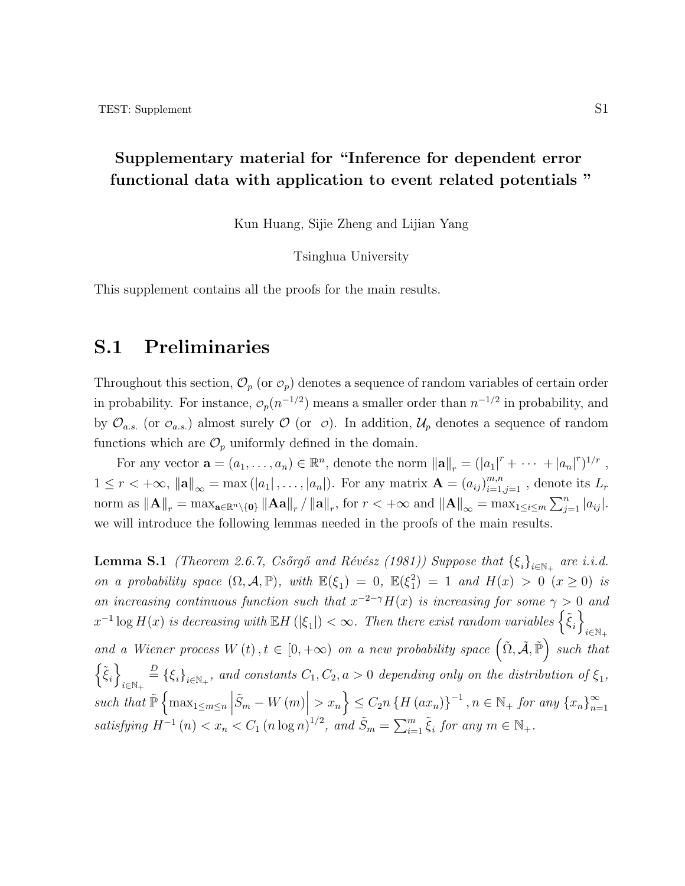# Supplementary material for "Inference for dependent error functional data with application to event related potentials "

Kun Huang, Sijie Zheng and Lijian Yang

Tsinghua University

This supplement contains all the proofs for the main results.

## S.1 Preliminaries

Throughout this section, $\mathcal{O}_p$ (or $\mathcal{o}_p$) denotes a sequence of random variables of certain order in probability. For instance, $\mathcal{o}_p(n^{-1/2})$ means a smaller order than $n^{-1/2}$ in probability, and by $\mathcal{O}_{a.s.}$ (or $\mathcal{o}_{a.s.}$) almost surely $\mathcal{O}$ (or $\mathcal{o}$). In addition, $\mathcal{U}_p$ denotes a sequence of random functions which are $\mathcal{O}_p$ uniformly defined in the domain.

For any vector $\mathbf{a} = (a_1, \ldots, a_n) \in \mathbb{R}^n$, denote the norm $\|\mathbf{a}\|_r = (|a_1|^r + \cdots + |a_n|^r)^{1/r}$, $1 \le r < +\infty$, $\|\mathbf{a}\|_\infty = \max(|a_1|, \ldots, |a_n|)$. For any matrix $\mathbf{A} = (a_{ij})_{i=1,j=1}^{m,n}$, denote its $L_r$ norm as $\|\mathbf{A}\|_r = \max_{\mathbf{a}\in\mathbb{R}^n\setminus\{\mathbf{0}\}} \|\mathbf{A}\mathbf{a}\|_r / \|\mathbf{a}\|_r$, for $r < +\infty$ and $\|\mathbf{A}\|_\infty = \max_{1\le i\le m}\sum_{j=1}^n |a_{ij}|$. we will introduce the following lemmas needed in the proofs of the main results.

**Lemma S.1** *(Theorem 2.6.7, Csőrgő and Révész (1981)) Suppose that $\{\xi_i\}_{i\in\mathbb{N}_+}$ are i.i.d. on a probability space $(\Omega, \mathcal{A}, \mathbb{P})$, with $\mathbb{E}(\xi_1) = 0$, $\mathbb{E}(\xi_1^2) = 1$ and $H(x) > 0$ $(x \ge 0)$ is an increasing continuous function such that $x^{-2-\gamma}H(x)$ is increasing for some $\gamma > 0$ and $x^{-1}\log H(x)$ is decreasing with $\mathbb{E}H(|\xi_1|) < \infty$. Then there exist random variables $\left\{\tilde{\xi}_i\right\}_{i\in\mathbb{N}_+}$ and a Wiener process $W(t), t \in [0, +\infty)$ on a new probability space $\left(\tilde{\Omega}, \tilde{\mathcal{A}}, \tilde{\mathbb{P}}\right)$ such that $\left\{\tilde{\xi}_i\right\}_{i\in\mathbb{N}_+} \overset{D}{=} \{\xi_i\}_{i\in\mathbb{N}_+}$, and constants $C_1, C_2, a > 0$ depending only on the distribution of $\xi_1$, such that $\tilde{\mathbb{P}}\left\{\max_{1\le m\le n}\left|\tilde{S}_m - W(m)\right| > x_n\right\} \le C_2 n\{H(ax_n)\}^{-1}, n \in \mathbb{N}_+$ for any $\{x_n\}_{n=1}^\infty$ satisfying $H^{-1}(n) < x_n < C_1(n\log n)^{1/2}$, and $\tilde{S}_m = \sum_{i=1}^m \tilde{\xi}_i$ for any $m \in \mathbb{N}_+$.*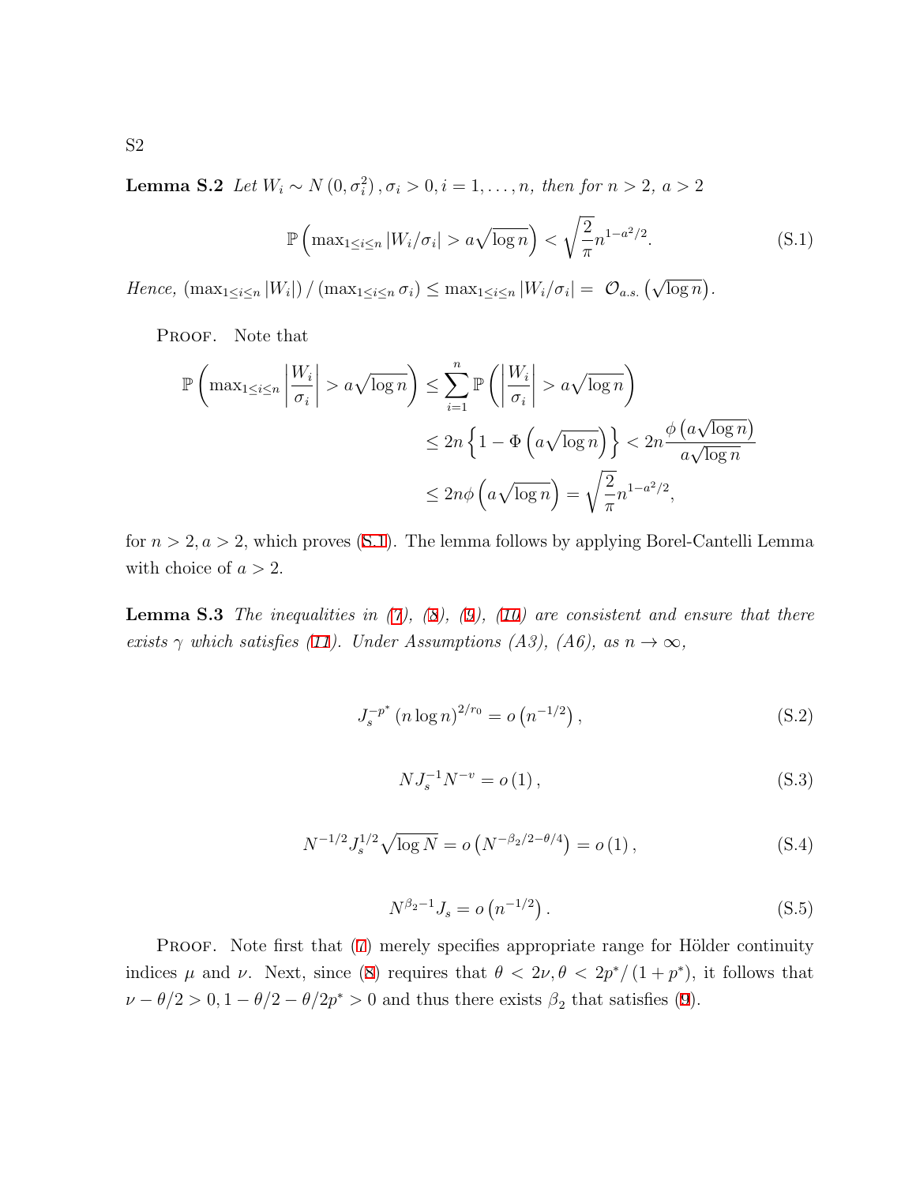**Lemma S.2** *Let $W_i \sim N\left(0, \sigma_i^2\right), \sigma_i > 0, i = 1, \ldots, n$, then for $n > 2$, $a > 2$*

$$\mathbb{P}\left(\max_{1 \leq i \leq n} |W_i/\sigma_i| > a\sqrt{\log n}\right) < \sqrt{\frac{2}{\pi}} n^{1-a^2/2}. \tag{S.1}$$

*Hence,* $\left(\max_{1 \leq i \leq n} |W_i|\right) / \left(\max_{1 \leq i \leq n} \sigma_i\right) \leq \max_{1 \leq i \leq n} |W_i/\sigma_i| = \mathcal{O}_{a.s.}\left(\sqrt{\log n}\right)$.

Proof. Note that

$$\begin{aligned}
\mathbb{P}\left(\max_{1 \leq i \leq n} \left|\frac{W_i}{\sigma_i}\right| > a\sqrt{\log n}\right) &\leq \sum_{i=1}^{n} \mathbb{P}\left(\left|\frac{W_i}{\sigma_i}\right| > a\sqrt{\log n}\right) \\
&\leq 2n\left\{1 - \Phi\left(a\sqrt{\log n}\right)\right\} < 2n\frac{\phi\left(a\sqrt{\log n}\right)}{a\sqrt{\log n}} \\
&\leq 2n\phi\left(a\sqrt{\log n}\right) = \sqrt{\frac{2}{\pi}} n^{1-a^2/2},
\end{aligned}$$

for $n > 2, a > 2$, which proves (S.1). The lemma follows by applying Borel-Cantelli Lemma with choice of $a > 2$.

**Lemma S.3** *The inequalities in (7), (8), (9), (10) are consistent and ensure that there exists $\gamma$ which satisfies (11). Under Assumptions (A3), (A6), as $n \to \infty$,*

$$J_s^{-p^*}\left(n \log n\right)^{2/r_0} = o\left(n^{-1/2}\right), \tag{S.2}$$

$$N J_s^{-1} N^{-v} = o\left(1\right), \tag{S.3}$$

$$N^{-1/2} J_s^{1/2} \sqrt{\log N} = o\left(N^{-\beta_2/2 - \theta/4}\right) = o\left(1\right), \tag{S.4}$$

$$N^{\beta_2 - 1} J_s = o\left(n^{-1/2}\right). \tag{S.5}$$

Proof. Note first that (7) merely specifies appropriate range for Hölder continuity indices $\mu$ and $\nu$. Next, since (8) requires that $\theta < 2\nu, \theta < 2p^*/\left(1 + p^*\right)$, it follows that $\nu - \theta/2 > 0, 1 - \theta/2 - \theta/2p^* > 0$ and thus there exists $\beta_2$ that satisfies (9).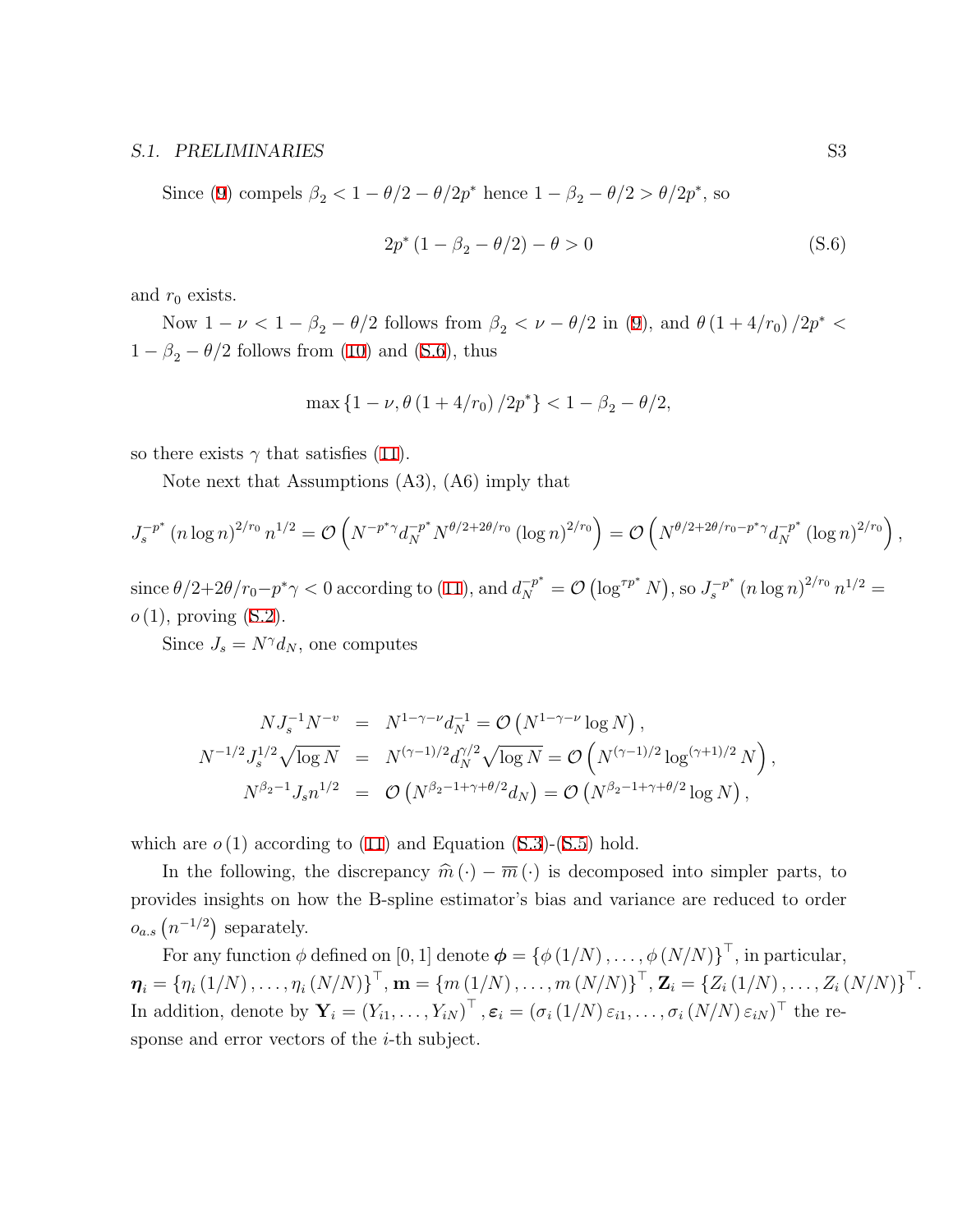Since (9) compels $\beta_2 < 1 - \theta/2 - \theta/2p^*$ hence $1 - \beta_2 - \theta/2 > \theta/2p^*$, so

$$
2p^* (1 - \beta_2 - \theta/2) - \theta > 0 \tag{S.6}
$$

and $r_0$ exists.

Now $1 - \nu < 1 - \beta_2 - \theta/2$ follows from $\beta_2 < \nu - \theta/2$ in (9), and $\theta (1 + 4/r_0)/2p^* < 1 - \beta_2 - \theta/2$ follows from (10) and (S.6), thus

$$
\max\{1 - \nu, \theta (1 + 4/r_0)/2p^*\} < 1 - \beta_2 - \theta/2,
$$

so there exists $\gamma$ that satisfies (11).

Note next that Assumptions (A3), (A6) imply that

$$
J_s^{-p^*} (n \log n)^{2/r_0} n^{1/2} = \mathcal{O}\left(N^{-p^*\gamma} d_N^{-p^*} N^{\theta/2 + 2\theta/r_0} (\log n)^{2/r_0}\right) = \mathcal{O}\left(N^{\theta/2 + 2\theta/r_0 - p^*\gamma} d_N^{-p^*} (\log n)^{2/r_0}\right),
$$

since $\theta/2 + 2\theta/r_0 - p^*\gamma < 0$ according to (11), and $d_N^{-p^*} = \mathcal{O}\left(\log^{\tau p^*} N\right)$, so $J_s^{-p^*} (n \log n)^{2/r_0} n^{1/2} = o(1)$, proving (S.2).

Since $J_s = N^\gamma d_N$, one computes

$$
\begin{aligned}
N J_s^{-1} N^{-v} &= N^{1-\gamma-\nu} d_N^{-1} = \mathcal{O}\left(N^{1-\gamma-\nu} \log N\right), \\
N^{-1/2} J_s^{1/2} \sqrt{\log N} &= N^{(\gamma-1)/2} d_N^{\gamma/2} \sqrt{\log N} = \mathcal{O}\left(N^{(\gamma-1)/2} \log^{(\gamma+1)/2} N\right), \\
N^{\beta_2 - 1} J_s n^{1/2} &= \mathcal{O}\left(N^{\beta_2 - 1 + \gamma + \theta/2} d_N\right) = \mathcal{O}\left(N^{\beta_2 - 1 + \gamma + \theta/2} \log N\right),
\end{aligned}
$$

which are $o(1)$ according to (11) and Equation (S.3)-(S.5) hold.

In the following, the discrepancy $\widehat{m}(\cdot) - \overline{m}(\cdot)$ is decomposed into simpler parts, to provides insights on how the B-spline estimator's bias and variance are reduced to order $o_{a.s}\left(n^{-1/2}\right)$ separately.

For any function $\phi$ defined on $[0,1]$ denote $\boldsymbol{\phi} = \{\phi(1/N), \ldots, \phi(N/N)\}^\top$, in particular, $\boldsymbol{\eta}_i = \{\eta_i(1/N), \ldots, \eta_i(N/N)\}^\top$, $\mathbf{m} = \{m(1/N), \ldots, m(N/N)\}^\top$, $\mathbf{Z}_i = \{Z_i(1/N), \ldots, Z_i(N/N)\}^\top$. In addition, denote by $\mathbf{Y}_i = (Y_{i1}, \ldots, Y_{iN})^\top$, $\boldsymbol{\varepsilon}_i = (\sigma_i(1/N)\varepsilon_{i1}, \ldots, \sigma_i(N/N)\varepsilon_{iN})^\top$ the response and error vectors of the $i$-th subject.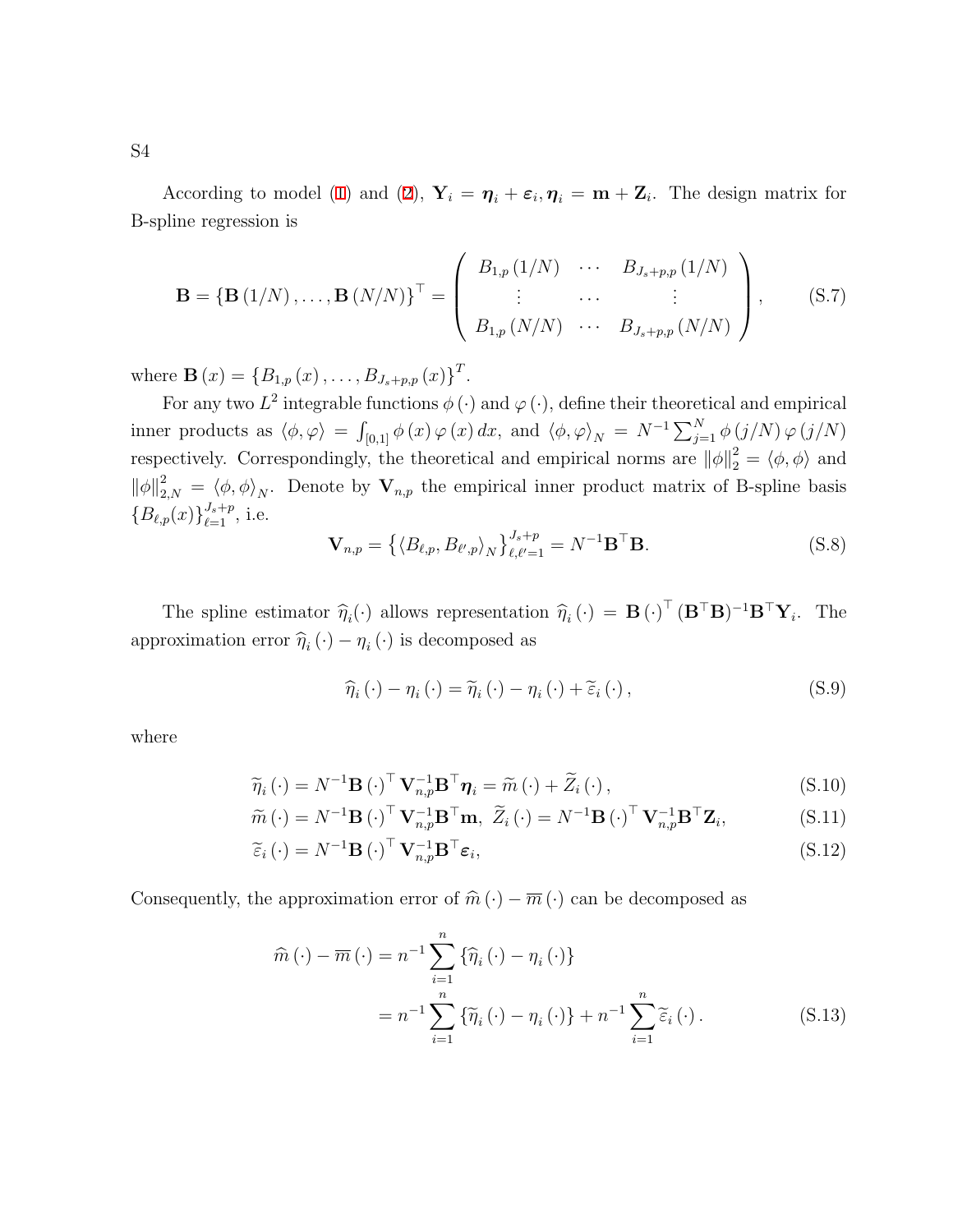According to model (1) and (2), $\mathbf{Y}_i = \boldsymbol{\eta}_i + \boldsymbol{\varepsilon}_i, \boldsymbol{\eta}_i = \mathbf{m} + \mathbf{Z}_i$. The design matrix for B-spline regression is

$$
\mathbf{B} = \{\mathbf{B}(1/N), \ldots, \mathbf{B}(N/N)\}^\top = \begin{pmatrix} B_{1,p}(1/N) & \cdots & B_{J_s+p,p}(1/N) \\ \vdots & \cdots & \vdots \\ B_{1,p}(N/N) & \cdots & B_{J_s+p,p}(N/N) \end{pmatrix}, \tag{S.7}
$$

where $\mathbf{B}(x) = \{B_{1,p}(x), \ldots, B_{J_s+p,p}(x)\}^T$.

For any two $L^2$ integrable functions $\phi(\cdot)$ and $\varphi(\cdot)$, define their theoretical and empirical inner products as $\langle \phi, \varphi \rangle = \int_{[0,1]} \phi(x) \varphi(x) dx$, and $\langle \phi, \varphi \rangle_N = N^{-1} \sum_{j=1}^{N} \phi(j/N) \varphi(j/N)$ respectively. Correspondingly, the theoretical and empirical norms are $\|\phi\|_2^2 = \langle \phi, \phi \rangle$ and $\|\phi\|_{2,N}^2 = \langle \phi, \phi \rangle_N$. Denote by $\mathbf{V}_{n,p}$ the empirical inner product matrix of B-spline basis $\{B_{\ell,p}(x)\}_{\ell=1}^{J_s+p}$, i.e.

$$
\mathbf{V}_{n,p} = \left\{ \langle B_{\ell,p}, B_{\ell',p} \rangle_N \right\}_{\ell,\ell'=1}^{J_s+p} = N^{-1} \mathbf{B}^\top \mathbf{B}. \tag{S.8}
$$

The spline estimator $\widehat{\eta}_i(\cdot)$ allows representation $\widehat{\eta}_i(\cdot) = \mathbf{B}(\cdot)^\top (\mathbf{B}^\top \mathbf{B})^{-1} \mathbf{B}^\top \mathbf{Y}_i$. The approximation error $\widehat{\eta}_i(\cdot) - \eta_i(\cdot)$ is decomposed as

$$
\widehat{\eta}_i(\cdot) - \eta_i(\cdot) = \widetilde{\eta}_i(\cdot) - \eta_i(\cdot) + \widetilde{\varepsilon}_i(\cdot), \tag{S.9}
$$

where

$$
\widetilde{\eta}_i(\cdot) = N^{-1} \mathbf{B}(\cdot)^\top \mathbf{V}_{n,p}^{-1} \mathbf{B}^\top \boldsymbol{\eta}_i = \widetilde{m}(\cdot) + \widetilde{Z}_i(\cdot), \tag{S.10}
$$

$$
\widetilde{m}(\cdot) = N^{-1} \mathbf{B}(\cdot)^\top \mathbf{V}_{n,p}^{-1} \mathbf{B}^\top \mathbf{m}, \ \widetilde{Z}_i(\cdot) = N^{-1} \mathbf{B}(\cdot)^\top \mathbf{V}_{n,p}^{-1} \mathbf{B}^\top \mathbf{Z}_i, \tag{S.11}
$$

$$
\widetilde{\varepsilon}_i(\cdot) = N^{-1} \mathbf{B}(\cdot)^\top \mathbf{V}_{n,p}^{-1} \mathbf{B}^\top \boldsymbol{\varepsilon}_i, \tag{S.12}
$$

Consequently, the approximation error of $\widehat{m}(\cdot) - \overline{m}(\cdot)$ can be decomposed as

$$
\begin{aligned}
\widehat{m}(\cdot) - \overline{m}(\cdot) &= n^{-1} \sum_{i=1}^{n} \{\widehat{\eta}_i(\cdot) - \eta_i(\cdot)\} \\
&= n^{-1} \sum_{i=1}^{n} \{\widetilde{\eta}_i(\cdot) - \eta_i(\cdot)\} + n^{-1} \sum_{i=1}^{n} \widetilde{\varepsilon}_i(\cdot).
\end{aligned} \tag{S.13}
$$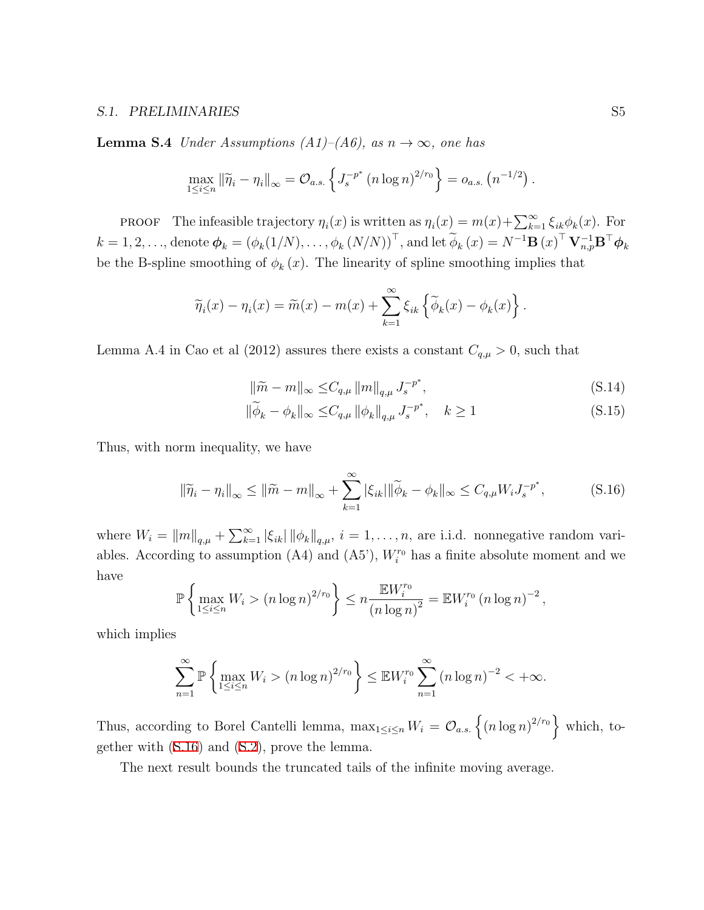**Lemma S.4** *Under Assumptions (A1)–(A6), as $n \to \infty$, one has*

$$\max_{1\le i\le n} \|\widetilde{\eta}_i - \eta_i\|_\infty = \mathcal{O}_{a.s.}\left\{ J_s^{-p^*} (n \log n)^{2/r_0} \right\} = o_{a.s.}\left(n^{-1/2}\right).$$

PROOF The infeasible trajectory $\eta_i(x)$ is written as $\eta_i(x) = m(x) + \sum_{k=1}^{\infty} \xi_{ik}\phi_k(x)$. For $k = 1, 2, \ldots$, denote $\boldsymbol{\phi}_k = (\phi_k(1/N), \ldots, \phi_k(N/N))^\top$, and let $\widetilde{\phi}_k(x) = N^{-1}\mathbf{B}(x)^\top \mathbf{V}_{n,p}^{-1}\mathbf{B}^\top \boldsymbol{\phi}_k$ be the B-spline smoothing of $\phi_k(x)$. The linearity of spline smoothing implies that

$$\widetilde{\eta}_i(x) - \eta_i(x) = \widetilde{m}(x) - m(x) + \sum_{k=1}^{\infty} \xi_{ik}\left\{ \widetilde{\phi}_k(x) - \phi_k(x) \right\}.$$

Lemma A.4 in Cao et al (2012) assures there exists a constant $C_{q,\mu} > 0$, such that

$$\|\widetilde{m} - m\|_\infty \le C_{q,\mu} \|m\|_{q,\mu} J_s^{-p^*}, \tag{S.14}$$

$$\|\widetilde{\phi}_k - \phi_k\|_\infty \le C_{q,\mu} \|\phi_k\|_{q,\mu} J_s^{-p^*}, \quad k \ge 1 \tag{S.15}$$

Thus, with norm inequality, we have

$$\|\widetilde{\eta}_i - \eta_i\|_\infty \le \|\widetilde{m} - m\|_\infty + \sum_{k=1}^{\infty} |\xi_{ik}| \|\widetilde{\phi}_k - \phi_k\|_\infty \le C_{q,\mu} W_i J_s^{-p^*}, \tag{S.16}$$

where $W_i = \|m\|_{q,\mu} + \sum_{k=1}^{\infty} |\xi_{ik}| \|\phi_k\|_{q,\mu}$, $i = 1, \ldots, n$, are i.i.d. nonnegative random variables. According to assumption (A4) and (A5'), $W_i^{r_0}$ has a finite absolute moment and we have

$$\mathbb{P}\left\{ \max_{1\le i\le n} W_i > (n \log n)^{2/r_0} \right\} \le n \frac{\mathbb{E}W_i^{r_0}}{(n \log n)^2} = \mathbb{E}W_i^{r_0} (n \log n)^{-2},$$

which implies

$$\sum_{n=1}^{\infty} \mathbb{P}\left\{ \max_{1\le i\le n} W_i > (n \log n)^{2/r_0} \right\} \le \mathbb{E}W_i^{r_0} \sum_{n=1}^{\infty} (n \log n)^{-2} < +\infty.$$

Thus, according to Borel Cantelli lemma, $\max_{1\le i\le n} W_i = \mathcal{O}_{a.s.}\left\{ (n \log n)^{2/r_0} \right\}$ which, together with (S.16) and (S.2), prove the lemma.

The next result bounds the truncated tails of the infinite moving average.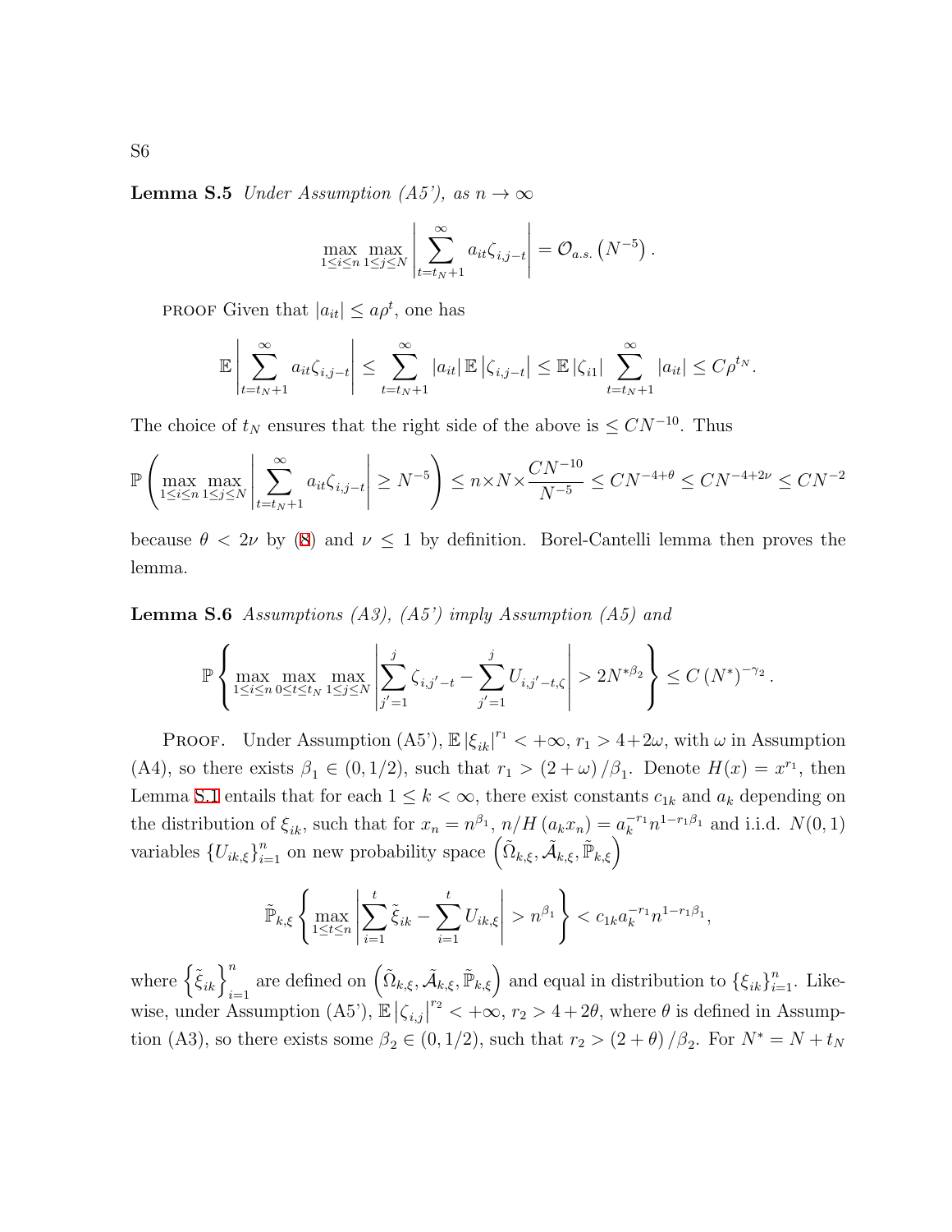**Lemma S.5** *Under Assumption (A5'), as $n \to \infty$*

$$\max_{1 \le i \le n} \max_{1 \le j \le N} \left| \sum_{t=t_N+1}^{\infty} a_{it} \zeta_{i,j-t} \right| = \mathcal{O}_{a.s.}\left(N^{-5}\right).$$

PROOF Given that $|a_{it}| \le a\rho^t$, one has

$$\mathbb{E}\left| \sum_{t=t_N+1}^{\infty} a_{it} \zeta_{i,j-t} \right| \le \sum_{t=t_N+1}^{\infty} |a_{it}| \, \mathbb{E}\left|\zeta_{i,j-t}\right| \le \mathbb{E}\left|\zeta_{i1}\right| \sum_{t=t_N+1}^{\infty} |a_{it}| \le C\rho^{t_N}.$$

The choice of $t_N$ ensures that the right side of the above is $\le CN^{-10}$. Thus

$$\mathbb{P}\left( \max_{1 \le i \le n} \max_{1 \le j \le N} \left| \sum_{t=t_N+1}^{\infty} a_{it} \zeta_{i,j-t} \right| \ge N^{-5} \right) \le n \times N \times \frac{CN^{-10}}{N^{-5}} \le CN^{-4+\theta} \le CN^{-4+2\nu} \le CN^{-2}$$

because $\theta < 2\nu$ by (8) and $\nu \le 1$ by definition. Borel-Cantelli lemma then proves the lemma.

**Lemma S.6** *Assumptions (A3), (A5') imply Assumption (A5) and*

$$\mathbb{P}\left\{ \max_{1 \le i \le n} \max_{0 \le t \le t_N} \max_{1 \le j \le N} \left| \sum_{j'=1}^{j} \zeta_{i,j'-t} - \sum_{j'=1}^{j} U_{i,j'-t,\zeta} \right| > 2N^{*\beta_2} \right\} \le C\left(N^*\right)^{-\gamma_2}.$$

PROOF. Under Assumption (A5'), $\mathbb{E}\left|\xi_{ik}\right|^{r_1} < +\infty$, $r_1 > 4 + 2\omega$, with $\omega$ in Assumption (A4), so there exists $\beta_1 \in (0, 1/2)$, such that $r_1 > (2+\omega)/\beta_1$. Denote $H(x) = x^{r_1}$, then Lemma S.1 entails that for each $1 \le k < \infty$, there exist constants $c_{1k}$ and $a_k$ depending on the distribution of $\xi_{ik}$, such that for $x_n = n^{\beta_1}$, $n/H\left(a_k x_n\right) = a_k^{-r_1} n^{1-r_1\beta_1}$ and i.i.d. $N(0,1)$ variables $\left\{U_{ik,\xi}\right\}_{i=1}^{n}$ on new probability space $\left(\tilde{\Omega}_{k,\xi}, \tilde{\mathcal{A}}_{k,\xi}, \tilde{\mathbb{P}}_{k,\xi}\right)$

$$\tilde{\mathbb{P}}_{k,\xi}\left\{ \max_{1 \le t \le n} \left| \sum_{i=1}^{t} \tilde{\xi}_{ik} - \sum_{i=1}^{t} U_{ik,\xi} \right| > n^{\beta_1} \right\} < c_{1k} a_k^{-r_1} n^{1-r_1\beta_1},$$

where $\left\{\tilde{\xi}_{ik}\right\}_{i=1}^{n}$ are defined on $\left(\tilde{\Omega}_{k,\xi}, \tilde{\mathcal{A}}_{k,\xi}, \tilde{\mathbb{P}}_{k,\xi}\right)$ and equal in distribution to $\left\{\xi_{ik}\right\}_{i=1}^{n}$. Likewise, under Assumption (A5'), $\mathbb{E}\left|\zeta_{i,j}\right|^{r_2} < +\infty$, $r_2 > 4 + 2\theta$, where $\theta$ is defined in Assumption (A3), so there exists some $\beta_2 \in (0, 1/2)$, such that $r_2 > (2+\theta)/\beta_2$. For $N^* = N + t_N$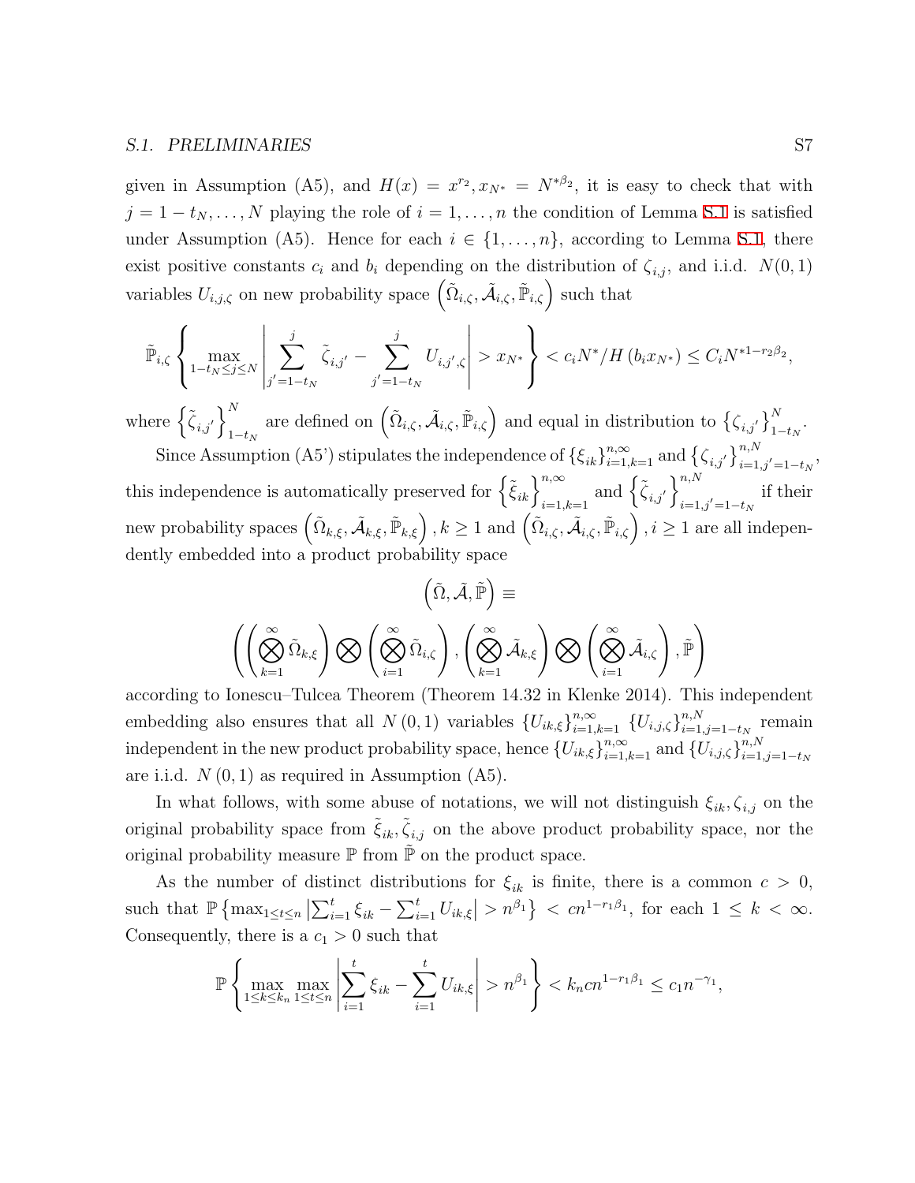given in Assumption (A5), and $H(x) = x^{r_2}, x_{N^*} = N^{*\beta_2}$, it is easy to check that with $j = 1 - t_N, \ldots, N$ playing the role of $i = 1, \ldots, n$ the condition of Lemma S.1 is satisfied under Assumption (A5). Hence for each $i \in \{1, \ldots, n\}$, according to Lemma S.1, there exist positive constants $c_i$ and $b_i$ depending on the distribution of $\zeta_{i,j}$, and i.i.d. $N(0,1)$ variables $U_{i,j,\zeta}$ on new probability space $\left(\tilde{\Omega}_{i,\zeta}, \tilde{\mathcal{A}}_{i,\zeta}, \tilde{\mathbb{P}}_{i,\zeta}\right)$ such that

$$\tilde{\mathbb{P}}_{i,\zeta}\left\{\max_{1-t_N \le j \le N}\left|\sum_{j'=1-t_N}^{j} \tilde{\zeta}_{i,j'} - \sum_{j'=1-t_N}^{j} U_{i,j',\zeta}\right| > x_{N^*}\right\} < c_i N^* / H\left(b_i x_{N^*}\right) \le C_i N^{*1-r_2\beta_2},$$

where $\left\{\tilde{\zeta}_{i,j'}\right\}_{1-t_N}^{N}$ are defined on $\left(\tilde{\Omega}_{i,\zeta}, \tilde{\mathcal{A}}_{i,\zeta}, \tilde{\mathbb{P}}_{i,\zeta}\right)$ and equal in distribution to $\left\{\zeta_{i,j'}\right\}_{1-t_N}^{N}$.

Since Assumption (A5') stipulates the independence of $\{\xi_{ik}\}_{i=1,k=1}^{n,\infty}$ and $\left\{\zeta_{i,j'}\right\}_{i=1,j'=1-t_N}^{n,N}$, this independence is automatically preserved for $\left\{\tilde{\xi}_{ik}\right\}_{i=1,k=1}^{n,\infty}$ and $\left\{\tilde{\zeta}_{i,j'}\right\}_{i=1,j'=1-t_N}^{n,N}$ if their new probability spaces $\left(\tilde{\Omega}_{k,\xi}, \tilde{\mathcal{A}}_{k,\xi}, \tilde{\mathbb{P}}_{k,\xi}\right), k \ge 1$ and $\left(\tilde{\Omega}_{i,\zeta}, \tilde{\mathcal{A}}_{i,\zeta}, \tilde{\mathbb{P}}_{i,\zeta}\right), i \ge 1$ are all independently embedded into a product probability space

$$\left(\tilde{\Omega}, \tilde{\mathcal{A}}, \tilde{\mathbb{P}}\right) \equiv$$

$$\left(\left(\bigotimes_{k=1}^{\infty} \tilde{\Omega}_{k,\xi}\right) \bigotimes \left(\bigotimes_{i=1}^{\infty} \tilde{\Omega}_{i,\zeta}\right), \left(\bigotimes_{k=1}^{\infty} \tilde{\mathcal{A}}_{k,\xi}\right) \bigotimes \left(\bigotimes_{i=1}^{\infty} \tilde{\mathcal{A}}_{i,\zeta}\right), \tilde{\mathbb{P}}\right)$$

according to Ionescu–Tulcea Theorem (Theorem 14.32 in Klenke 2014). This independent embedding also ensures that all $N(0,1)$ variables $\{U_{ik,\xi}\}_{i=1,k=1}^{n,\infty}$ $\{U_{i,j,\zeta}\}_{i=1,j=1-t_N}^{n,N}$ remain independent in the new product probability space, hence $\{U_{ik,\xi}\}_{i=1,k=1}^{n,\infty}$ and $\{U_{i,j,\zeta}\}_{i=1,j=1-t_N}^{n,N}$ are i.i.d. $N(0,1)$ as required in Assumption (A5).

In what follows, with some abuse of notations, we will not distinguish $\xi_{ik}, \zeta_{i,j}$ on the original probability space from $\tilde{\xi}_{ik}, \tilde{\zeta}_{i,j}$ on the above product probability space, nor the original probability measure $\mathbb{P}$ from $\tilde{\mathbb{P}}$ on the product space.

As the number of distinct distributions for $\xi_{ik}$ is finite, there is a common $c > 0$, such that $\mathbb{P}\left\{\max_{1\le t\le n}\left|\sum_{i=1}^{t}\xi_{ik} - \sum_{i=1}^{t} U_{ik,\xi}\right| > n^{\beta_1}\right\} < cn^{1-r_1\beta_1}$, for each $1 \le k < \infty$. Consequently, there is a $c_1 > 0$ such that

$$\mathbb{P}\left\{\max_{1\le k\le k_n}\max_{1\le t\le n}\left|\sum_{i=1}^{t}\xi_{ik} - \sum_{i=1}^{t} U_{ik,\xi}\right| > n^{\beta_1}\right\} < k_n c n^{1-r_1\beta_1} \le c_1 n^{-\gamma_1},$$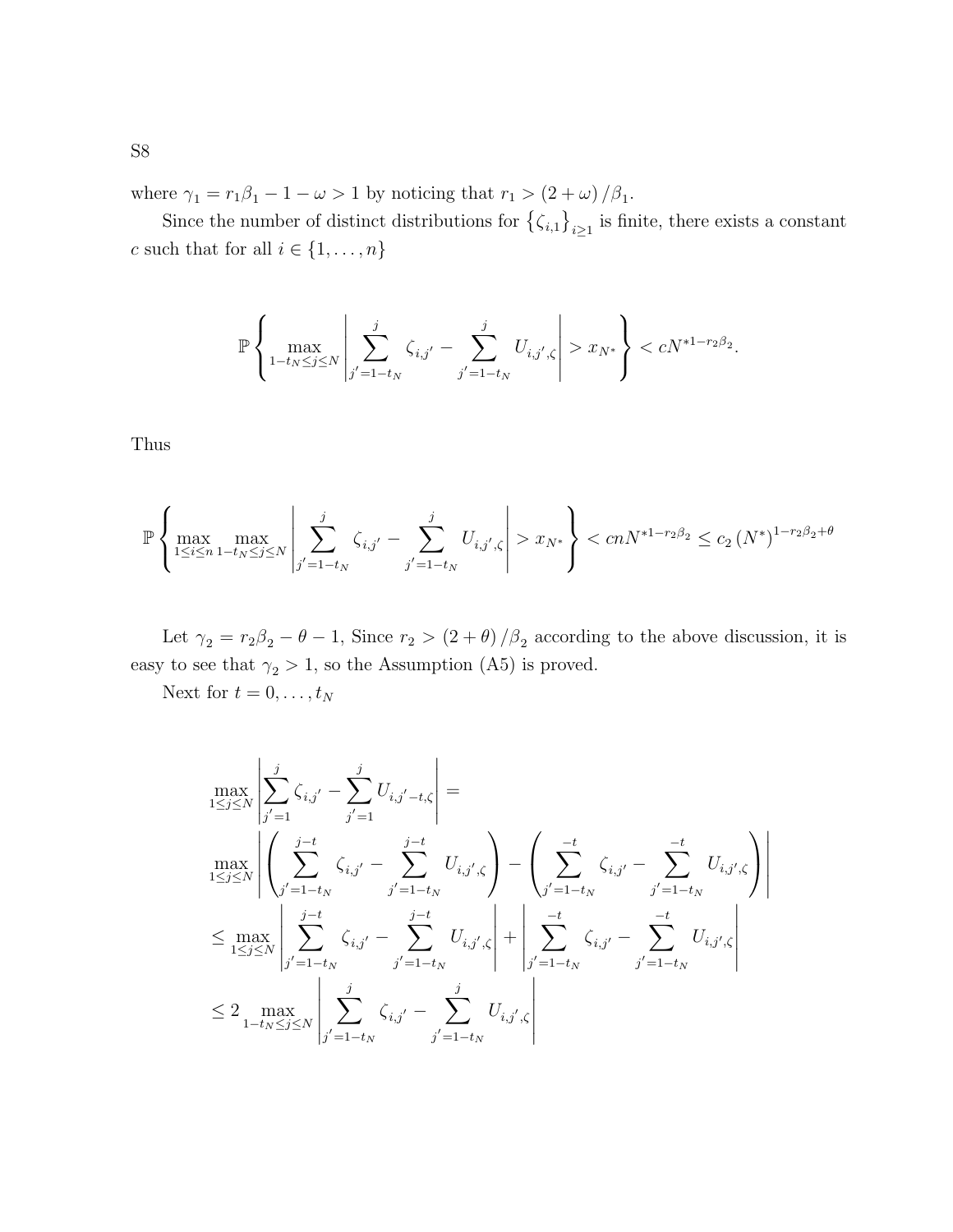where $\gamma_1 = r_1\beta_1 - 1 - \omega > 1$ by noticing that $r_1 > (2+\omega)/\beta_1$.

Since the number of distinct distributions for $\left\{\zeta_{i,1}\right\}_{i\geq 1}$ is finite, there exists a constant $c$ such that for all $i \in \{1, \ldots, n\}$

$$\mathbb{P}\left\{\max_{1-t_N \leq j \leq N} \left| \sum_{j'=1-t_N}^{j} \zeta_{i,j'} - \sum_{j'=1-t_N}^{j} U_{i,j',\zeta} \right| > x_{N^*} \right\} < cN^{*1-r_2\beta_2}.$$

Thus

$$\mathbb{P}\left\{\max_{1\leq i \leq n} \max_{1-t_N \leq j \leq N} \left| \sum_{j'=1-t_N}^{j} \zeta_{i,j'} - \sum_{j'=1-t_N}^{j} U_{i,j',\zeta} \right| > x_{N^*} \right\} < cnN^{*1-r_2\beta_2} \leq c_2 \left(N^*\right)^{1-r_2\beta_2+\theta}$$

Let $\gamma_2 = r_2\beta_2 - \theta - 1$, Since $r_2 > (2+\theta)/\beta_2$ according to the above discussion, it is easy to see that $\gamma_2 > 1$, so the Assumption (A5) is proved.

Next for $t = 0, \ldots, t_N$

$$\begin{aligned}
&\max_{1\leq j\leq N} \left| \sum_{j'=1}^{j} \zeta_{i,j'} - \sum_{j'=1}^{j} U_{i,j'-t,\zeta} \right| = \\
&\max_{1\leq j\leq N} \left| \left( \sum_{j'=1-t_N}^{j-t} \zeta_{i,j'} - \sum_{j'=1-t_N}^{j-t} U_{i,j',\zeta} \right) - \left( \sum_{j'=1-t_N}^{-t} \zeta_{i,j'} - \sum_{j'=1-t_N}^{-t} U_{i,j',\zeta} \right) \right| \\
&\leq \max_{1\leq j\leq N} \left| \sum_{j'=1-t_N}^{j-t} \zeta_{i,j'} - \sum_{j'=1-t_N}^{j-t} U_{i,j',\zeta} \right| + \left| \sum_{j'=1-t_N}^{-t} \zeta_{i,j'} - \sum_{j'=1-t_N}^{-t} U_{i,j',\zeta} \right| \\
&\leq 2 \max_{1-t_N\leq j\leq N} \left| \sum_{j'=1-t_N}^{j} \zeta_{i,j'} - \sum_{j'=1-t_N}^{j} U_{i,j',\zeta} \right|
\end{aligned}$$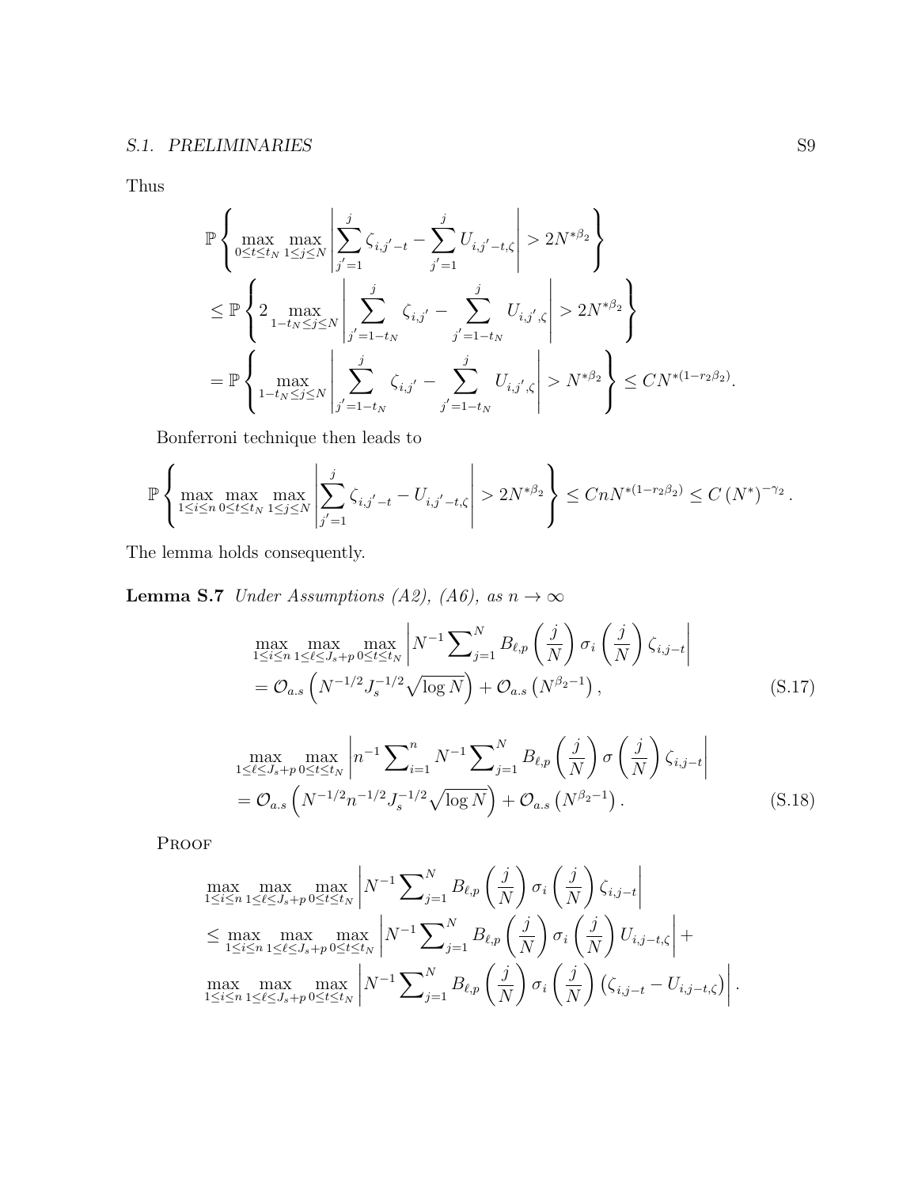Thus

$$
\begin{aligned}
&\mathbb{P}\left\{\max_{0\leq t\leq t_N}\max_{1\leq j\leq N}\left|\sum_{j'=1}^{j}\zeta_{i,j'-t}-\sum_{j'=1}^{j}U_{i,j'-t,\zeta}\right|>2N^{*\beta_2}\right\}\\
&\leq \mathbb{P}\left\{2\max_{1-t_N\leq j\leq N}\left|\sum_{j'=1-t_N}^{j}\zeta_{i,j'}-\sum_{j'=1-t_N}^{j}U_{i,j',\zeta}\right|>2N^{*\beta_2}\right\}\\
&=\mathbb{P}\left\{\max_{1-t_N\leq j\leq N}\left|\sum_{j'=1-t_N}^{j}\zeta_{i,j'}-\sum_{j'=1-t_N}^{j}U_{i,j',\zeta}\right|>N^{*\beta_2}\right\}\leq CN^{*(1-r_2\beta_2)}.
\end{aligned}
$$

Bonferroni technique then leads to

$$
\mathbb{P}\left\{\max_{1\leq i\leq n}\max_{0\leq t\leq t_N}\max_{1\leq j\leq N}\left|\sum_{j'=1}^{j}\zeta_{i,j'-t}-U_{i,j'-t,\zeta}\right|>2N^{*\beta_2}\right\}\leq CnN^{*(1-r_2\beta_2)}\leq C\left(N^{*}\right)^{-\gamma_2}.
$$

The lemma holds consequently.

**Lemma S.7** *Under Assumptions (A2), (A6), as $n\to\infty$*

$$
\begin{aligned}
&\max_{1\leq i\leq n}\max_{1\leq \ell\leq J_s+p}\max_{0\leq t\leq t_N}\left|N^{-1}\sum\nolimits_{j=1}^{N}B_{\ell,p}\left(\frac{j}{N}\right)\sigma_i\left(\frac{j}{N}\right)\zeta_{i,j-t}\right|\\
&=\mathcal{O}_{a.s}\left(N^{-1/2}J_s^{-1/2}\sqrt{\log N}\right)+\mathcal{O}_{a.s}\left(N^{\beta_2-1}\right),
\end{aligned}\tag{S.17}
$$

$$
\begin{aligned}
&\max_{1\leq \ell\leq J_s+p}\max_{0\leq t\leq t_N}\left|n^{-1}\sum\nolimits_{i=1}^{n}N^{-1}\sum\nolimits_{j=1}^{N}B_{\ell,p}\left(\frac{j}{N}\right)\sigma\left(\frac{j}{N}\right)\zeta_{i,j-t}\right|\\
&=\mathcal{O}_{a.s}\left(N^{-1/2}n^{-1/2}J_s^{-1/2}\sqrt{\log N}\right)+\mathcal{O}_{a.s}\left(N^{\beta_2-1}\right).
\end{aligned}\tag{S.18}
$$

PROOF

$$
\begin{aligned}
&\max_{1\leq i\leq n}\max_{1\leq \ell\leq J_s+p}\max_{0\leq t\leq t_N}\left|N^{-1}\sum\nolimits_{j=1}^{N}B_{\ell,p}\left(\frac{j}{N}\right)\sigma_i\left(\frac{j}{N}\right)\zeta_{i,j-t}\right|\\
&\leq \max_{1\leq i\leq n}\max_{1\leq \ell\leq J_s+p}\max_{0\leq t\leq t_N}\left|N^{-1}\sum\nolimits_{j=1}^{N}B_{\ell,p}\left(\frac{j}{N}\right)\sigma_i\left(\frac{j}{N}\right)U_{i,j-t,\zeta}\right|+\\
&\max_{1\leq i\leq n}\max_{1\leq \ell\leq J_s+p}\max_{0\leq t\leq t_N}\left|N^{-1}\sum\nolimits_{j=1}^{N}B_{\ell,p}\left(\frac{j}{N}\right)\sigma_i\left(\frac{j}{N}\right)\left(\zeta_{i,j-t}-U_{i,j-t,\zeta}\right)\right|.
\end{aligned}
$$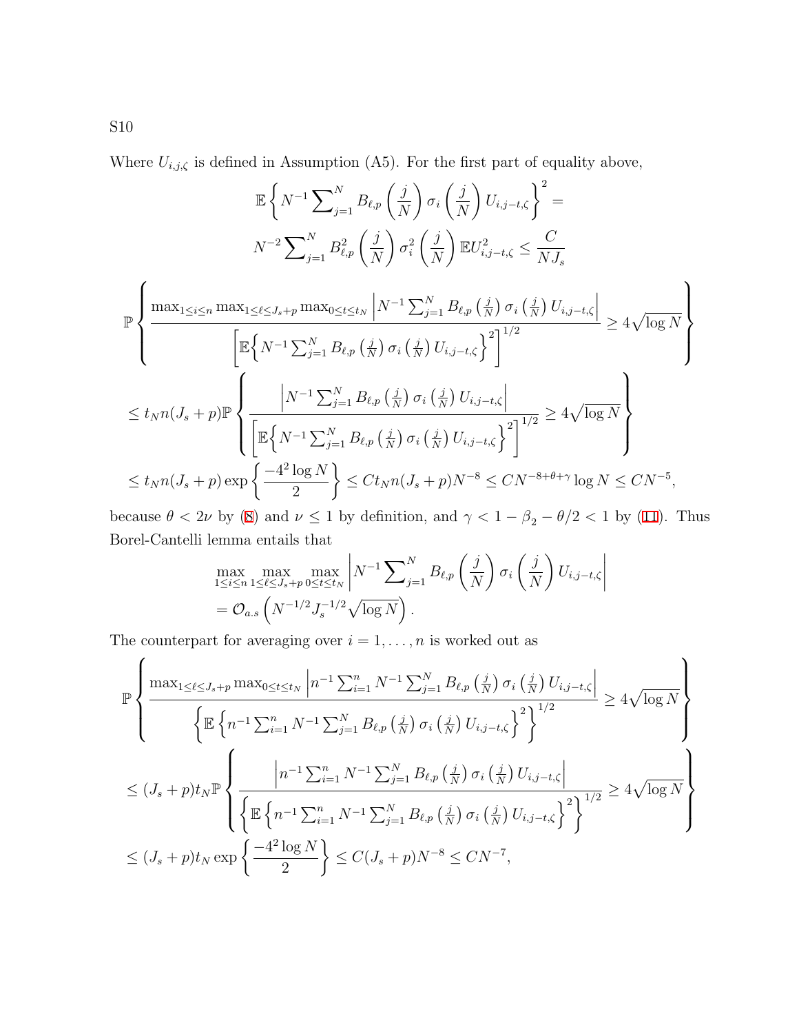Where $U_{i,j,\zeta}$ is defined in Assumption (A5). For the first part of equality above,

$$
\mathbb{E}\left\{N^{-1}\sum\nolimits_{j=1}^{N} B_{\ell,p}\left(\frac{j}{N}\right)\sigma_i\left(\frac{j}{N}\right)U_{i,j-t,\zeta}\right\}^2 =
$$

$$
N^{-2}\sum\nolimits_{j=1}^{N} B_{\ell,p}^2\left(\frac{j}{N}\right)\sigma_i^2\left(\frac{j}{N}\right)\mathbb{E}U_{i,j-t,\zeta}^2 \leq \frac{C}{NJ_s}
$$

$$
\begin{aligned}
&\mathbb{P}\left\{\frac{\max_{1\leq i\leq n}\max_{1\leq \ell\leq J_s+p}\max_{0\leq t\leq t_N}\left|N^{-1}\sum_{j=1}^{N} B_{\ell,p}\left(\frac{j}{N}\right)\sigma_i\left(\frac{j}{N}\right)U_{i,j-t,\zeta}\right|}{\left[\mathbb{E}\left\{N^{-1}\sum_{j=1}^{N} B_{\ell,p}\left(\frac{j}{N}\right)\sigma_i\left(\frac{j}{N}\right)U_{i,j-t,\zeta}\right\}^2\right]^{1/2}} \geq 4\sqrt{\log N}\right\} \\
&\leq t_N n(J_s+p)\mathbb{P}\left\{\frac{\left|N^{-1}\sum_{j=1}^{N} B_{\ell,p}\left(\frac{j}{N}\right)\sigma_i\left(\frac{j}{N}\right)U_{i,j-t,\zeta}\right|}{\left[\mathbb{E}\left\{N^{-1}\sum_{j=1}^{N} B_{\ell,p}\left(\frac{j}{N}\right)\sigma_i\left(\frac{j}{N}\right)U_{i,j-t,\zeta}\right\}^2\right]^{1/2}} \geq 4\sqrt{\log N}\right\} \\
&\leq t_N n(J_s+p)\exp\left\{\frac{-4^2\log N}{2}\right\} \leq Ct_N n(J_s+p)N^{-8} \leq CN^{-8+\theta+\gamma}\log N \leq CN^{-5},
\end{aligned}
$$

because $\theta < 2\nu$ by (8) and $\nu \leq 1$ by definition, and $\gamma < 1-\beta_2-\theta/2 < 1$ by (11). Thus Borel-Cantelli lemma entails that

$$
\begin{aligned}
&\max_{1\leq i\leq n}\max_{1\leq \ell\leq J_s+p}\max_{0\leq t\leq t_N}\left|N^{-1}\sum\nolimits_{j=1}^{N} B_{\ell,p}\left(\frac{j}{N}\right)\sigma_i\left(\frac{j}{N}\right)U_{i,j-t,\zeta}\right| \\
&= \mathcal{O}_{a.s}\left(N^{-1/2}J_s^{-1/2}\sqrt{\log N}\right).
\end{aligned}
$$

The counterpart for averaging over $i=1,\ldots,n$ is worked out as

$$
\begin{aligned}
&\mathbb{P}\left\{\frac{\max_{1\leq \ell\leq J_s+p}\max_{0\leq t\leq t_N}\left|n^{-1}\sum_{i=1}^{n}N^{-1}\sum_{j=1}^{N} B_{\ell,p}\left(\frac{j}{N}\right)\sigma_i\left(\frac{j}{N}\right)U_{i,j-t,\zeta}\right|}{\left\{\mathbb{E}\left\{n^{-1}\sum_{i=1}^{n}N^{-1}\sum_{j=1}^{N} B_{\ell,p}\left(\frac{j}{N}\right)\sigma_i\left(\frac{j}{N}\right)U_{i,j-t,\zeta}\right\}^2\right\}^{1/2}} \geq 4\sqrt{\log N}\right\} \\
&\leq (J_s+p)t_N\mathbb{P}\left\{\frac{\left|n^{-1}\sum_{i=1}^{n}N^{-1}\sum_{j=1}^{N} B_{\ell,p}\left(\frac{j}{N}\right)\sigma_i\left(\frac{j}{N}\right)U_{i,j-t,\zeta}\right|}{\left\{\mathbb{E}\left\{n^{-1}\sum_{i=1}^{n}N^{-1}\sum_{j=1}^{N} B_{\ell,p}\left(\frac{j}{N}\right)\sigma_i\left(\frac{j}{N}\right)U_{i,j-t,\zeta}\right\}^2\right\}^{1/2}} \geq 4\sqrt{\log N}\right\} \\
&\leq (J_s+p)t_N\exp\left\{\frac{-4^2\log N}{2}\right\} \leq C(J_s+p)N^{-8} \leq CN^{-7},
\end{aligned}
$$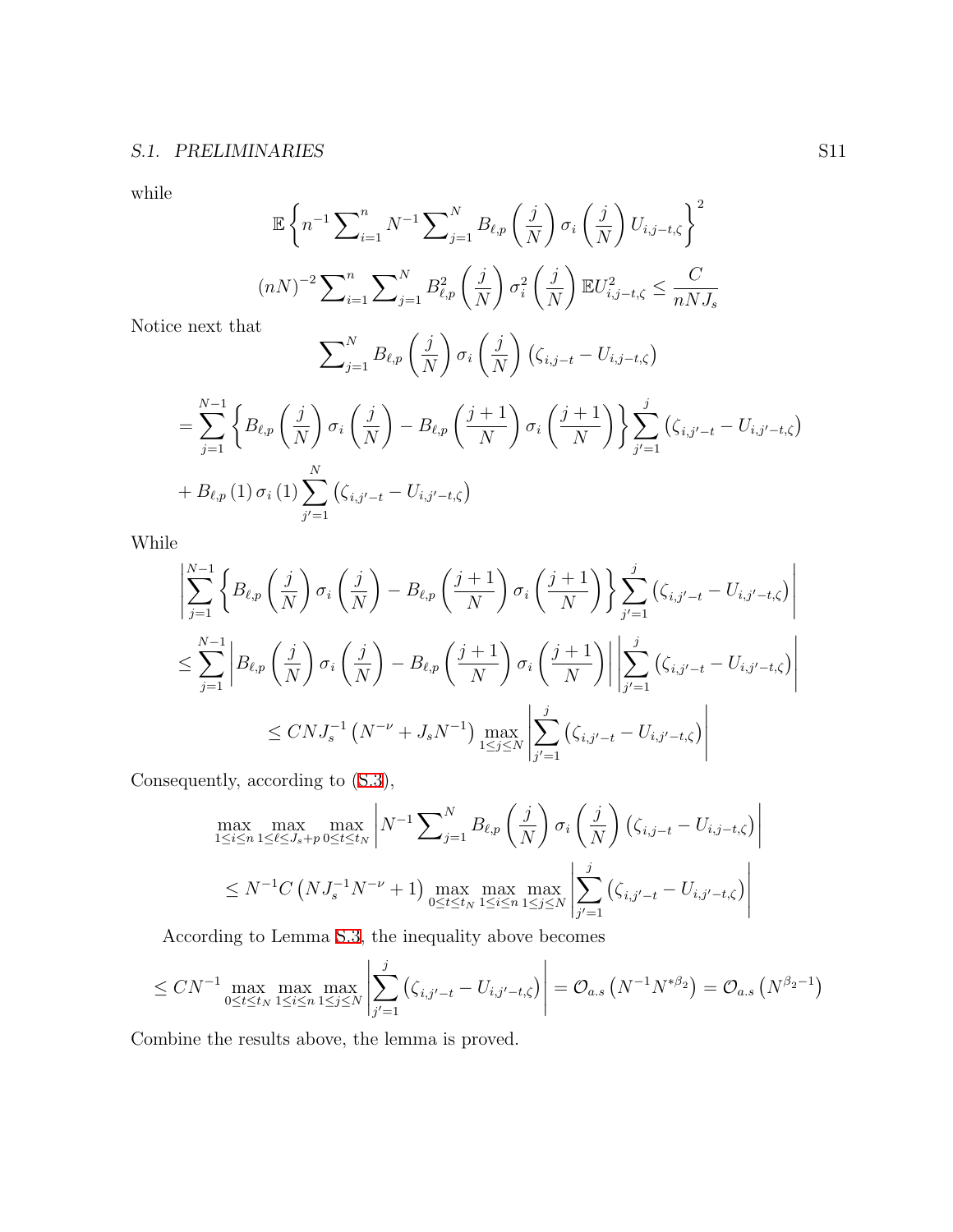while

$$\mathbb{E}\left\{n^{-1}\sum\nolimits_{i=1}^{n}N^{-1}\sum\nolimits_{j=1}^{N}B_{\ell,p}\left(\frac{j}{N}\right)\sigma_i\left(\frac{j}{N}\right)U_{i,j-t,\zeta}\right\}^2$$

$$(nN)^{-2}\sum\nolimits_{i=1}^{n}\sum\nolimits_{j=1}^{N}B_{\ell,p}^2\left(\frac{j}{N}\right)\sigma_i^2\left(\frac{j}{N}\right)\mathbb{E}U_{i,j-t,\zeta}^2\leq\frac{C}{nNJ_s}$$

Notice next that

$$\sum\nolimits_{j=1}^{N}B_{\ell,p}\left(\frac{j}{N}\right)\sigma_i\left(\frac{j}{N}\right)\left(\zeta_{i,j-t}-U_{i,j-t,\zeta}\right)$$

$$=\sum_{j=1}^{N-1}\left\{B_{\ell,p}\left(\frac{j}{N}\right)\sigma_i\left(\frac{j}{N}\right)-B_{\ell,p}\left(\frac{j+1}{N}\right)\sigma_i\left(\frac{j+1}{N}\right)\right\}\sum_{j'=1}^{j}\left(\zeta_{i,j'-t}-U_{i,j'-t,\zeta}\right)$$
$$+B_{\ell,p}\left(1\right)\sigma_i\left(1\right)\sum_{j'=1}^{N}\left(\zeta_{i,j'-t}-U_{i,j'-t,\zeta}\right)$$

While

$$\left|\sum_{j=1}^{N-1}\left\{B_{\ell,p}\left(\frac{j}{N}\right)\sigma_i\left(\frac{j}{N}\right)-B_{\ell,p}\left(\frac{j+1}{N}\right)\sigma_i\left(\frac{j+1}{N}\right)\right\}\sum_{j'=1}^{j}\left(\zeta_{i,j'-t}-U_{i,j'-t,\zeta}\right)\right|$$
$$\leq\sum_{j=1}^{N-1}\left|B_{\ell,p}\left(\frac{j}{N}\right)\sigma_i\left(\frac{j}{N}\right)-B_{\ell,p}\left(\frac{j+1}{N}\right)\sigma_i\left(\frac{j+1}{N}\right)\right|\left|\sum_{j'=1}^{j}\left(\zeta_{i,j'-t}-U_{i,j'-t,\zeta}\right)\right|$$
$$\leq CNJ_s^{-1}\left(N^{-\nu}+J_sN^{-1}\right)\max_{1\leq j\leq N}\left|\sum_{j'=1}^{j}\left(\zeta_{i,j'-t}-U_{i,j'-t,\zeta}\right)\right|$$

Consequently, according to (S.3),

$$\max_{1\leq i\leq n}\max_{1\leq\ell\leq J_s+p}\max_{0\leq t\leq t_N}\left|N^{-1}\sum\nolimits_{j=1}^{N}B_{\ell,p}\left(\frac{j}{N}\right)\sigma_i\left(\frac{j}{N}\right)\left(\zeta_{i,j-t}-U_{i,j-t,\zeta}\right)\right|$$
$$\leq N^{-1}C\left(NJ_s^{-1}N^{-\nu}+1\right)\max_{0\leq t\leq t_N}\max_{1\leq i\leq n}\max_{1\leq j\leq N}\left|\sum_{j'=1}^{j}\left(\zeta_{i,j'-t}-U_{i,j'-t,\zeta}\right)\right|$$

According to Lemma S.3, the inequality above becomes

$$\leq CN^{-1}\max_{0\leq t\leq t_N}\max_{1\leq i\leq n}\max_{1\leq j\leq N}\left|\sum_{j'=1}^{j}\left(\zeta_{i,j'-t}-U_{i,j'-t,\zeta}\right)\right|=\mathcal{O}_{a.s}\left(N^{-1}N^{*\beta_2}\right)=\mathcal{O}_{a.s}\left(N^{\beta_2-1}\right)$$

Combine the results above, the lemma is proved.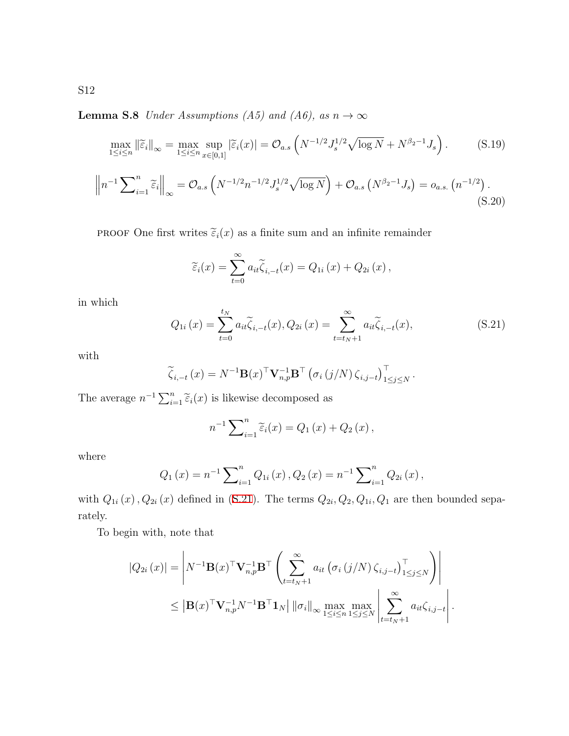**Lemma S.8** *Under Assumptions (A5) and (A6), as $n \to \infty$*

$$\max_{1\le i\le n} \|\widetilde{\varepsilon}_i\|_\infty = \max_{1\le i\le n} \sup_{x\in[0,1]} |\widetilde{\varepsilon}_i(x)| = \mathcal{O}_{a.s}\left(N^{-1/2}J_s^{1/2}\sqrt{\log N} + N^{\beta_2-1}J_s\right). \tag{S.19}$$

$$\left\|n^{-1}\sum\nolimits_{i=1}^n \widetilde{\varepsilon}_i\right\|_\infty = \mathcal{O}_{a.s}\left(N^{-1/2}n^{-1/2}J_s^{1/2}\sqrt{\log N}\right) + \mathcal{O}_{a.s}\left(N^{\beta_2-1}J_s\right) = o_{a.s.}\left(n^{-1/2}\right). \tag{S.20}$$

PROOF One first writes $\widetilde{\varepsilon}_i(x)$ as a finite sum and an infinite remainder

$$\widetilde{\varepsilon}_i(x) = \sum_{t=0}^{\infty} a_{it}\widetilde{\zeta}_{i,-t}(x) = Q_{1i}(x) + Q_{2i}(x),$$

in which

$$Q_{1i}(x) = \sum_{t=0}^{t_N} a_{it}\widetilde{\zeta}_{i,-t}(x), Q_{2i}(x) = \sum_{t=t_N+1}^{\infty} a_{it}\widetilde{\zeta}_{i,-t}(x), \tag{S.21}$$

with

$$\widetilde{\zeta}_{i,-t}(x) = N^{-1}\mathbf{B}(x)^\top \mathbf{V}_{n,p}^{-1}\mathbf{B}^\top \left(\sigma_i(j/N)\zeta_{i,j-t}\right)^\top_{1\le j\le N}.$$

The average $n^{-1}\sum_{i=1}^n \widetilde{\varepsilon}_i(x)$ is likewise decomposed as

$$n^{-1}\sum\nolimits_{i=1}^n \widetilde{\varepsilon}_i(x) = Q_1(x) + Q_2(x),$$

where

$$Q_1(x) = n^{-1}\sum\nolimits_{i=1}^n Q_{1i}(x), Q_2(x) = n^{-1}\sum\nolimits_{i=1}^n Q_{2i}(x),$$

with $Q_{1i}(x), Q_{2i}(x)$ defined in (S.21). The terms $Q_{2i}, Q_2, Q_{1i}, Q_1$ are then bounded separately.

To begin with, note that

$$\begin{aligned}
|Q_{2i}(x)| &= \left|N^{-1}\mathbf{B}(x)^\top \mathbf{V}_{n,p}^{-1}\mathbf{B}^\top \left(\sum_{t=t_N+1}^{\infty} a_{it}\left(\sigma_i(j/N)\zeta_{i,j-t}\right)^\top_{1\le j\le N}\right)\right| \\
&\le \left|\mathbf{B}(x)^\top \mathbf{V}_{n,p}^{-1}N^{-1}\mathbf{B}^\top \mathbf{1}_N\right| \|\sigma_i\|_\infty \max_{1\le i\le n}\max_{1\le j\le N}\left|\sum_{t=t_N+1}^{\infty} a_{it}\zeta_{i,j-t}\right|.
\end{aligned}$$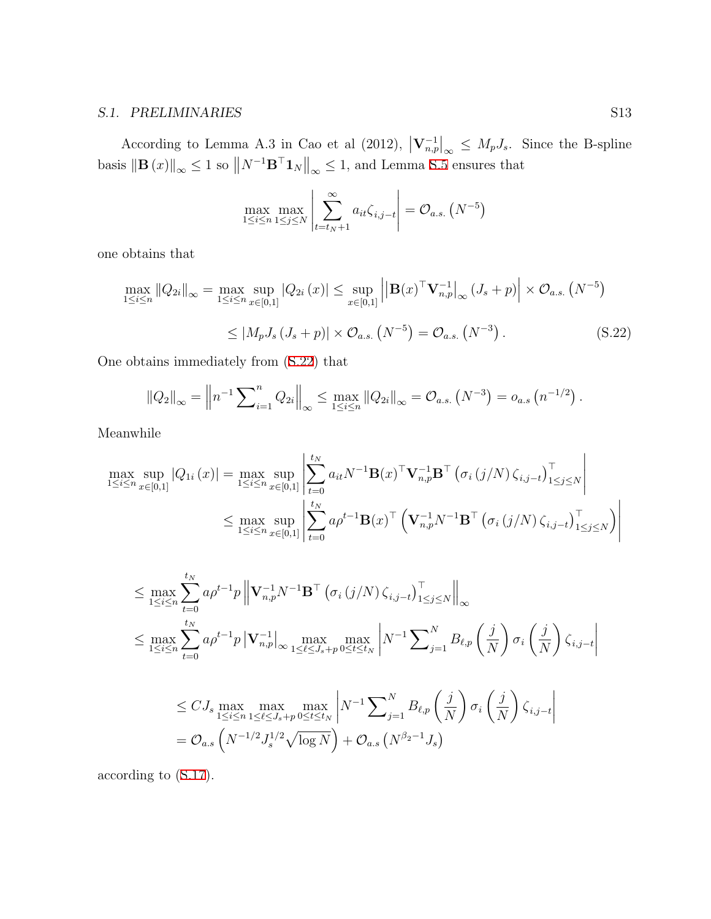According to Lemma A.3 in Cao et al (2012), $\left|\mathbf{V}_{n,p}^{-1}\right|_\infty \le M_p J_s$. Since the B-spline basis $\left\|\mathbf{B}(x)\right\|_\infty \le 1$ so $\left\|N^{-1}\mathbf{B}^\top \mathbf{1}_N\right\|_\infty \le 1$, and Lemma S.5 ensures that

$$\max_{1\le i\le n}\max_{1\le j\le N}\left|\sum_{t=t_N+1}^{\infty} a_{it}\zeta_{i,j-t}\right| = \mathcal{O}_{a.s.}\left(N^{-5}\right)$$

one obtains that

$$\begin{aligned}
\max_{1\le i\le n}\left\|Q_{2i}\right\|_\infty = \max_{1\le i\le n}\sup_{x\in[0,1]}\left|Q_{2i}(x)\right| &\le \sup_{x\in[0,1]}\left|\left|\mathbf{B}(x)^\top\mathbf{V}_{n,p}^{-1}\right|_\infty (J_s+p)\right| \times \mathcal{O}_{a.s.}\left(N^{-5}\right) \\
&\le \left|M_p J_s (J_s+p)\right| \times \mathcal{O}_{a.s.}\left(N^{-5}\right) = \mathcal{O}_{a.s.}\left(N^{-3}\right). \qquad \text{(S.22)}
\end{aligned}$$

One obtains immediately from (S.22) that

$$\left\|Q_2\right\|_\infty = \left\|n^{-1}\sum\nolimits_{i=1}^{n} Q_{2i}\right\|_\infty \le \max_{1\le i\le n}\left\|Q_{2i}\right\|_\infty = \mathcal{O}_{a.s.}\left(N^{-3}\right) = o_{a.s}\left(n^{-1/2}\right).$$

Meanwhile

$$\begin{aligned}
\max_{1\le i\le n}\sup_{x\in[0,1]}\left|Q_{1i}(x)\right| &= \max_{1\le i\le n}\sup_{x\in[0,1]}\left|\sum_{t=0}^{t_N} a_{it} N^{-1}\mathbf{B}(x)^\top\mathbf{V}_{n,p}^{-1}\mathbf{B}^\top\left(\sigma_i(j/N)\zeta_{i,j-t}\right)_{1\le j\le N}^\top\right| \\
&\le \max_{1\le i\le n}\sup_{x\in[0,1]}\left|\sum_{t=0}^{t_N} a\rho^{t-1}\mathbf{B}(x)^\top\left(\mathbf{V}_{n,p}^{-1}N^{-1}\mathbf{B}^\top\left(\sigma_i(j/N)\zeta_{i,j-t}\right)_{1\le j\le N}^\top\right)\right|
\end{aligned}$$

$$\begin{aligned}
&\le \max_{1\le i\le n}\sum_{t=0}^{t_N} a\rho^{t-1} p\left\|\mathbf{V}_{n,p}^{-1}N^{-1}\mathbf{B}^\top\left(\sigma_i(j/N)\zeta_{i,j-t}\right)_{1\le j\le N}^\top\right\|_\infty \\
&\le \max_{1\le i\le n}\sum_{t=0}^{t_N} a\rho^{t-1} p\left|\mathbf{V}_{n,p}^{-1}\right|_\infty \max_{1\le \ell\le J_s+p}\max_{0\le t\le t_N}\left|N^{-1}\sum\nolimits_{j=1}^{N} B_{\ell,p}\left(\frac{j}{N}\right)\sigma_i\left(\frac{j}{N}\right)\zeta_{i,j-t}\right|
\end{aligned}$$

$$\begin{aligned}
&\le CJ_s\max_{1\le i\le n}\max_{1\le \ell\le J_s+p}\max_{0\le t\le t_N}\left|N^{-1}\sum\nolimits_{j=1}^{N} B_{\ell,p}\left(\frac{j}{N}\right)\sigma_i\left(\frac{j}{N}\right)\zeta_{i,j-t}\right| \\
&= \mathcal{O}_{a.s}\left(N^{-1/2}J_s^{1/2}\sqrt{\log N}\right) + \mathcal{O}_{a.s}\left(N^{\beta_2-1}J_s\right)
\end{aligned}$$

according to (S.17).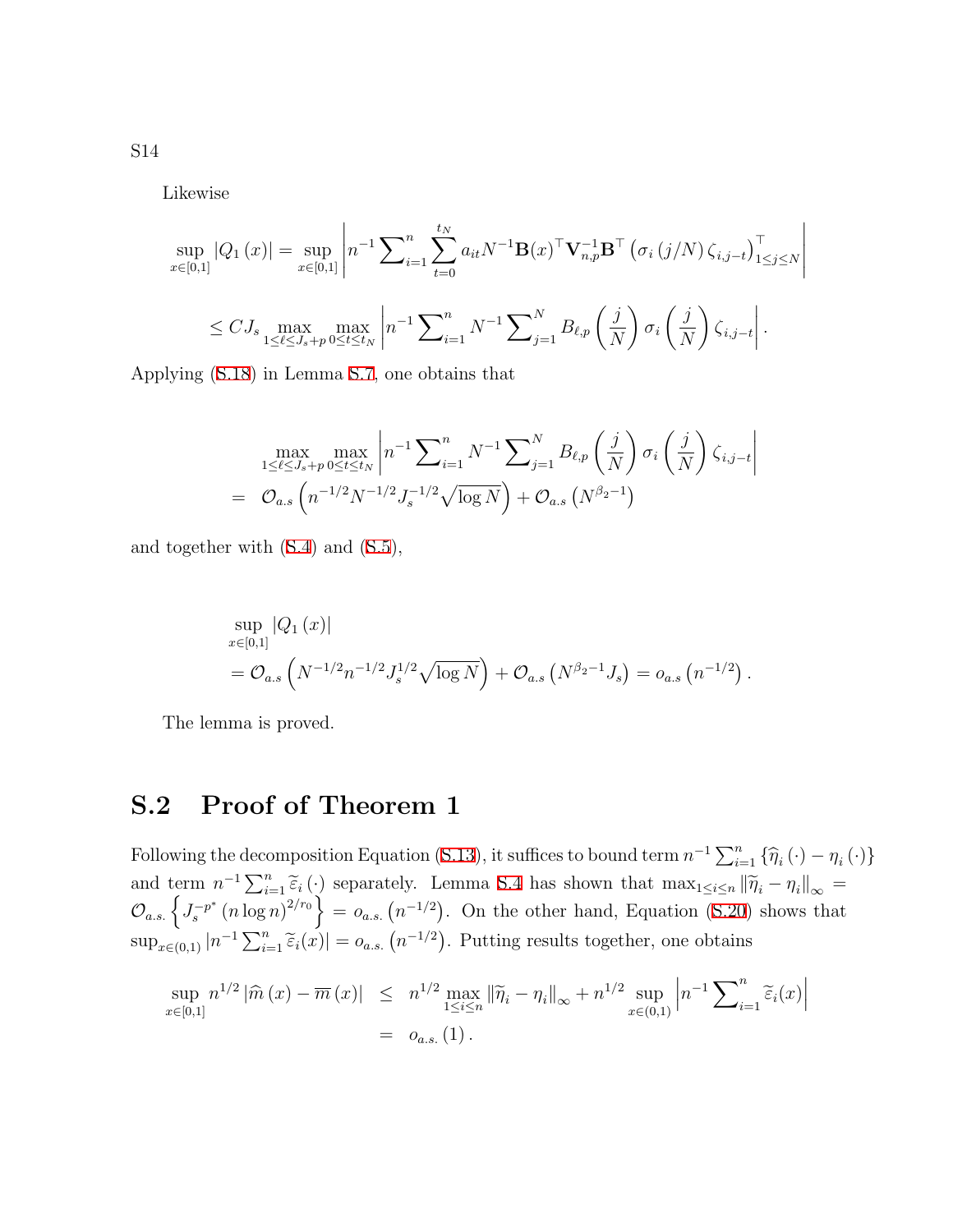Likewise

$$
\sup_{x\in[0,1]} |Q_1(x)| = \sup_{x\in[0,1]} \left| n^{-1} \sum\nolimits_{i=1}^{n} \sum_{t=0}^{t_N} a_{it} N^{-1} \mathbf{B}(x)^\top \mathbf{V}_{n,p}^{-1} \mathbf{B}^\top \left( \sigma_i(j/N) \zeta_{i,j-t} \right)_{1\le j\le N}^\top \right|
$$

$$
\le C J_s \max_{1\le \ell\le J_s+p} \max_{0\le t\le t_N} \left| n^{-1} \sum\nolimits_{i=1}^{n} N^{-1} \sum\nolimits_{j=1}^{N} B_{\ell,p}\left(\frac{j}{N}\right) \sigma_i\left(\frac{j}{N}\right) \zeta_{i,j-t} \right|.
$$

Applying (S.18) in Lemma S.7, one obtains that

$$
\begin{aligned}
&\max_{1\le \ell\le J_s+p} \max_{0\le t\le t_N} \left| n^{-1} \sum\nolimits_{i=1}^{n} N^{-1} \sum\nolimits_{j=1}^{N} B_{\ell,p}\left(\frac{j}{N}\right) \sigma_i\left(\frac{j}{N}\right) \zeta_{i,j-t} \right| \\
=\ & \mathcal{O}_{a.s}\left( n^{-1/2} N^{-1/2} J_s^{-1/2} \sqrt{\log N} \right) + \mathcal{O}_{a.s}\left( N^{\beta_2 - 1} \right)
\end{aligned}
$$

and together with (S.4) and (S.5),

$$
\begin{aligned}
&\sup_{x\in[0,1]} |Q_1(x)| \\
&= \mathcal{O}_{a.s}\left( N^{-1/2} n^{-1/2} J_s^{1/2} \sqrt{\log N} \right) + \mathcal{O}_{a.s}\left( N^{\beta_2 - 1} J_s \right) = o_{a.s}\left( n^{-1/2} \right).
\end{aligned}
$$

The lemma is proved.

## S.2 Proof of Theorem 1

Following the decomposition Equation (S.13), it suffices to bound term $n^{-1}\sum_{i=1}^{n}\{\widehat{\eta}_i(\cdot) - \eta_i(\cdot)\}$ and term $n^{-1}\sum_{i=1}^{n}\widetilde{\varepsilon}_i(\cdot)$ separately. Lemma S.4 has shown that $\max_{1\le i\le n}\|\widetilde{\eta}_i - \eta_i\|_\infty = \mathcal{O}_{a.s.}\left\{ J_s^{-p^*} (n\log n)^{2/r_0} \right\} = o_{a.s.}\left(n^{-1/2}\right)$. On the other hand, Equation (S.20) shows that $\sup_{x\in(0,1)} \left| n^{-1}\sum_{i=1}^{n}\widetilde{\varepsilon}_i(x) \right| = o_{a.s.}\left(n^{-1/2}\right)$. Putting results together, one obtains

$$
\begin{aligned}
\sup_{x\in[0,1]} n^{1/2} \left| \widehat{m}(x) - \overline{m}(x) \right| &\le n^{1/2} \max_{1\le i\le n} \|\widetilde{\eta}_i - \eta_i\|_\infty + n^{1/2} \sup_{x\in(0,1)} \left| n^{-1} \sum\nolimits_{i=1}^{n} \widetilde{\varepsilon}_i(x) \right| \\
&= o_{a.s.}(1).
\end{aligned}
$$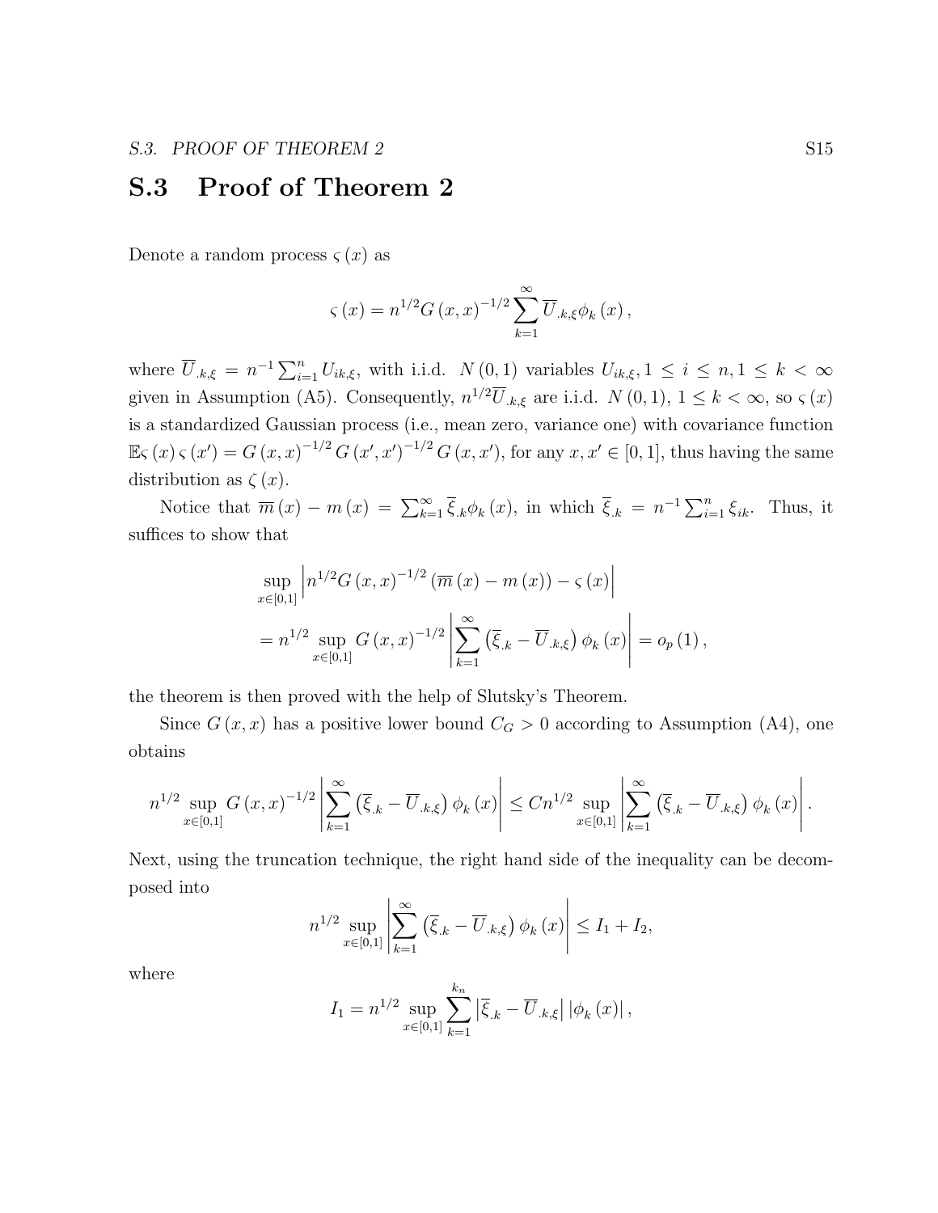## S.3 Proof of Theorem 2

Denote a random process $\varsigma(x)$ as

$$\varsigma(x) = n^{1/2} G(x,x)^{-1/2} \sum_{k=1}^{\infty} \overline{U}_{.k,\xi} \phi_k(x),$$

where $\overline{U}_{.k,\xi} = n^{-1} \sum_{i=1}^{n} U_{ik,\xi}$, with i.i.d. $N(0,1)$ variables $U_{ik,\xi}, 1 \leq i \leq n, 1 \leq k < \infty$ given in Assumption (A5). Consequently, $n^{1/2}\overline{U}_{.k,\xi}$ are i.i.d. $N(0,1)$, $1 \leq k < \infty$, so $\varsigma(x)$ is a standardized Gaussian process (i.e., mean zero, variance one) with covariance function $\mathbb{E}\varsigma(x)\varsigma(x') = G(x,x)^{-1/2} G(x',x')^{-1/2} G(x,x')$, for any $x, x' \in [0,1]$, thus having the same distribution as $\zeta(x)$.

Notice that $\overline{m}(x) - m(x) = \sum_{k=1}^{\infty} \overline{\xi}_{.k} \phi_k(x)$, in which $\overline{\xi}_{.k} = n^{-1} \sum_{i=1}^{n} \xi_{ik}$. Thus, it suffices to show that

$$\begin{aligned}
&\sup_{x \in [0,1]} \left| n^{1/2} G(x,x)^{-1/2} (\overline{m}(x) - m(x)) - \varsigma(x) \right| \\
&= n^{1/2} \sup_{x \in [0,1]} G(x,x)^{-1/2} \left| \sum_{k=1}^{\infty} \left( \overline{\xi}_{.k} - \overline{U}_{.k,\xi} \right) \phi_k(x) \right| = o_p(1),
\end{aligned}$$

the theorem is then proved with the help of Slutsky's Theorem.

Since $G(x,x)$ has a positive lower bound $C_G > 0$ according to Assumption (A4), one obtains

$$n^{1/2} \sup_{x \in [0,1]} G(x,x)^{-1/2} \left| \sum_{k=1}^{\infty} \left( \overline{\xi}_{.k} - \overline{U}_{.k,\xi} \right) \phi_k(x) \right| \leq C n^{1/2} \sup_{x \in [0,1]} \left| \sum_{k=1}^{\infty} \left( \overline{\xi}_{.k} - \overline{U}_{.k,\xi} \right) \phi_k(x) \right|.$$

Next, using the truncation technique, the right hand side of the inequality can be decomposed into

$$n^{1/2} \sup_{x \in [0,1]} \left| \sum_{k=1}^{\infty} \left( \overline{\xi}_{.k} - \overline{U}_{.k,\xi} \right) \phi_k(x) \right| \leq I_1 + I_2,$$

where

$$I_1 = n^{1/2} \sup_{x \in [0,1]} \sum_{k=1}^{k_n} \left| \overline{\xi}_{.k} - \overline{U}_{.k,\xi} \right| |\phi_k(x)|,$$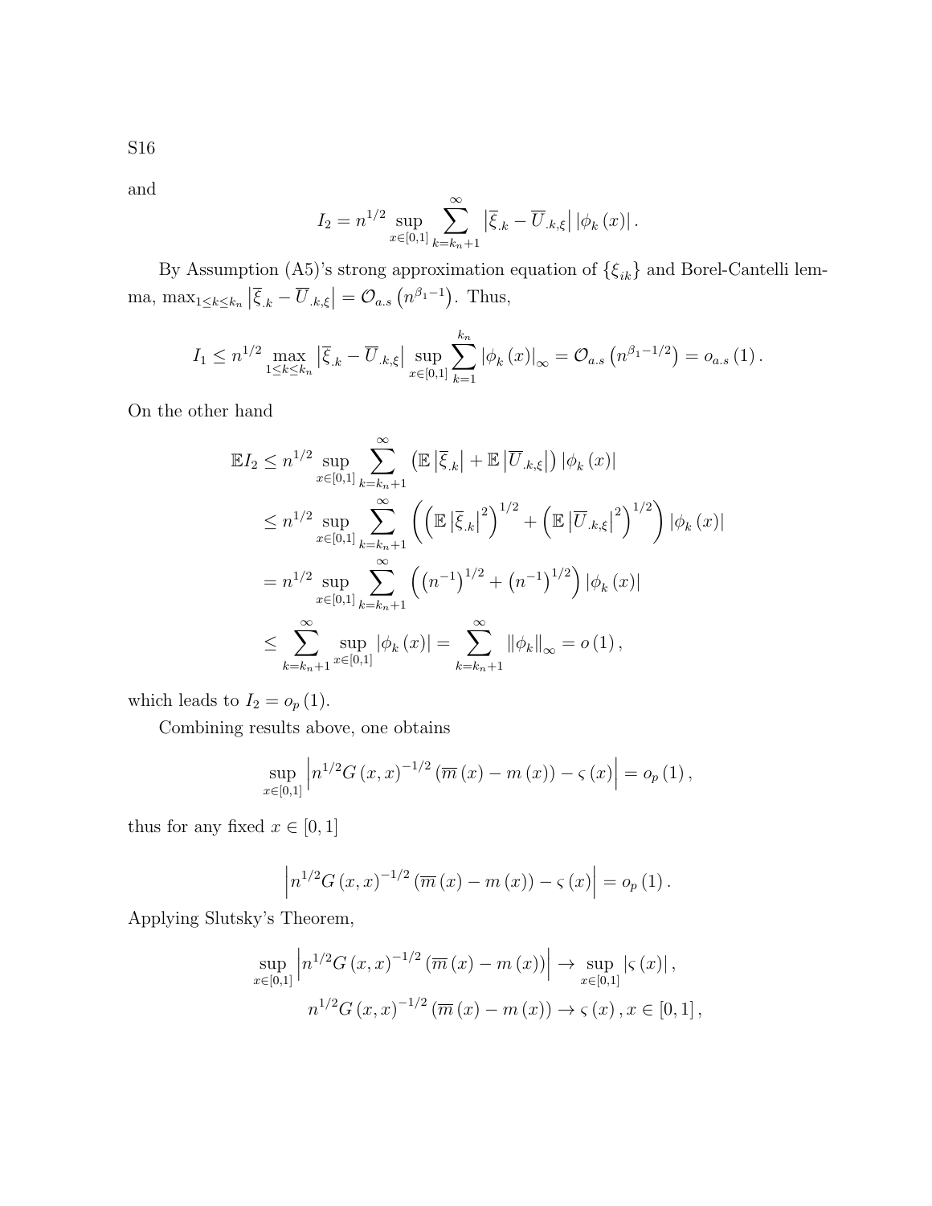and

$$I_2 = n^{1/2} \sup_{x\in[0,1]} \sum_{k=k_n+1}^{\infty} \left|\overline{\xi}_{.k} - \overline{U}_{.k,\xi}\right| |\phi_k(x)|.$$

By Assumption (A5)'s strong approximation equation of $\{\xi_{ik}\}$ and Borel-Cantelli lemma, $\max_{1\leq k\leq k_n} \left|\overline{\xi}_{.k} - \overline{U}_{.k,\xi}\right| = \mathcal{O}_{a.s}\left(n^{\beta_1 - 1}\right)$. Thus,

$$I_1 \leq n^{1/2} \max_{1\leq k\leq k_n} \left|\overline{\xi}_{.k} - \overline{U}_{.k,\xi}\right| \sup_{x\in[0,1]} \sum_{k=1}^{k_n} |\phi_k(x)|_{\infty} = \mathcal{O}_{a.s}\left(n^{\beta_1 - 1/2}\right) = o_{a.s}(1).$$

On the other hand

$$\begin{aligned}
\mathbb{E}I_2 &\leq n^{1/2} \sup_{x\in[0,1]} \sum_{k=k_n+1}^{\infty} \left(\mathbb{E}\left|\overline{\xi}_{.k}\right| + \mathbb{E}\left|\overline{U}_{.k,\xi}\right|\right) |\phi_k(x)| \\
&\leq n^{1/2} \sup_{x\in[0,1]} \sum_{k=k_n+1}^{\infty} \left(\left(\mathbb{E}\left|\overline{\xi}_{.k}\right|^2\right)^{1/2} + \left(\mathbb{E}\left|\overline{U}_{.k,\xi}\right|^2\right)^{1/2}\right) |\phi_k(x)| \\
&= n^{1/2} \sup_{x\in[0,1]} \sum_{k=k_n+1}^{\infty} \left(\left(n^{-1}\right)^{1/2} + \left(n^{-1}\right)^{1/2}\right) |\phi_k(x)| \\
&\leq \sum_{k=k_n+1}^{\infty} \sup_{x\in[0,1]} |\phi_k(x)| = \sum_{k=k_n+1}^{\infty} \|\phi_k\|_{\infty} = o(1),
\end{aligned}$$

which leads to $I_2 = o_p(1)$.

Combining results above, one obtains

$$\sup_{x\in[0,1]} \left| n^{1/2} G(x,x)^{-1/2} \left(\overline{m}(x) - m(x)\right) - \varsigma(x) \right| = o_p(1),$$

thus for any fixed $x \in [0,1]$

$$\left| n^{1/2} G(x,x)^{-1/2} \left(\overline{m}(x) - m(x)\right) - \varsigma(x) \right| = o_p(1).$$

Applying Slutsky's Theorem,

$$\sup_{x\in[0,1]} \left| n^{1/2} G(x,x)^{-1/2} \left(\overline{m}(x) - m(x)\right) \right| \to \sup_{x\in[0,1]} |\varsigma(x)|,$$

$$n^{1/2} G(x,x)^{-1/2} \left(\overline{m}(x) - m(x)\right) \to \varsigma(x), x \in [0,1],$$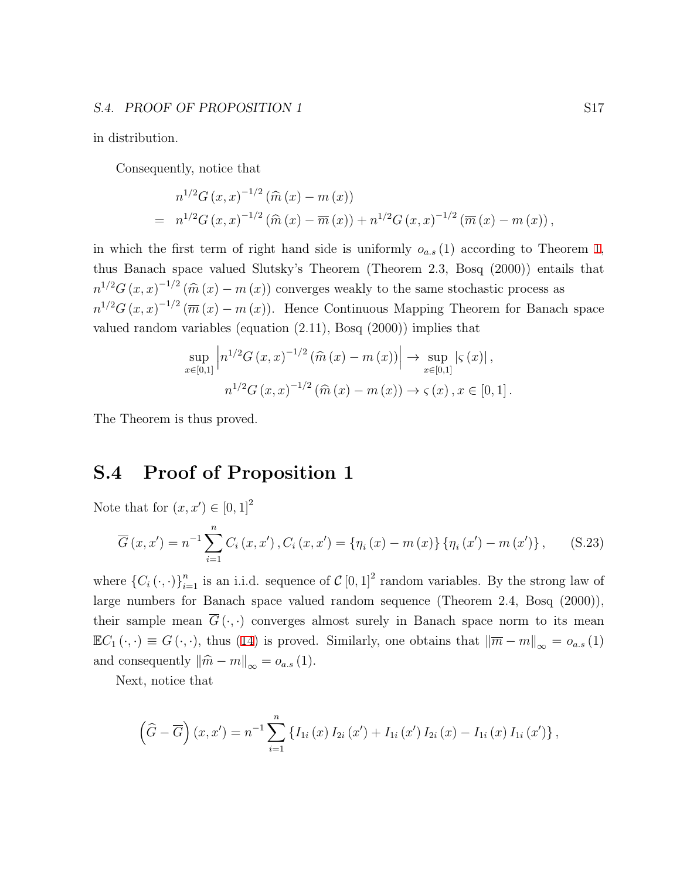in distribution.

Consequently, notice that

$$
\begin{aligned}
& n^{1/2} G(x,x)^{-1/2} (\widehat{m}(x) - m(x)) \\
= \;& n^{1/2} G(x,x)^{-1/2} (\widehat{m}(x) - \overline{m}(x)) + n^{1/2} G(x,x)^{-1/2} (\overline{m}(x) - m(x)),
\end{aligned}
$$

in which the first term of right hand side is uniformly $o_{a.s}(1)$ according to Theorem 1, thus Banach space valued Slutsky's Theorem (Theorem 2.3, Bosq (2000)) entails that $n^{1/2} G(x,x)^{-1/2} (\widehat{m}(x) - m(x))$ converges weakly to the same stochastic process as $n^{1/2} G(x,x)^{-1/2} (\overline{m}(x) - m(x))$. Hence Continuous Mapping Theorem for Banach space valued random variables (equation (2.11), Bosq (2000)) implies that

$$
\begin{aligned}
\sup_{x \in [0,1]} \left| n^{1/2} G(x,x)^{-1/2} (\widehat{m}(x) - m(x)) \right| &\to \sup_{x \in [0,1]} |\varsigma(x)|, \\
n^{1/2} G(x,x)^{-1/2} (\widehat{m}(x) - m(x)) &\to \varsigma(x), x \in [0,1].
\end{aligned}
$$

The Theorem is thus proved.

## S.4 Proof of Proposition 1

Note that for $(x, x') \in [0,1]^2$

$$
\overline{G}(x,x') = n^{-1} \sum_{i=1}^{n} C_i(x,x'), C_i(x,x') = \{\eta_i(x) - m(x)\}\{\eta_i(x') - m(x')\}, \tag{S.23}
$$

where $\{C_i(\cdot,\cdot)\}_{i=1}^n$ is an i.i.d. sequence of $\mathcal{C}[0,1]^2$ random variables. By the strong law of large numbers for Banach space valued random sequence (Theorem 2.4, Bosq (2000)), their sample mean $\overline{G}(\cdot,\cdot)$ converges almost surely in Banach space norm to its mean $\mathbb{E}C_1(\cdot,\cdot) \equiv G(\cdot,\cdot)$, thus (14) is proved. Similarly, one obtains that $\|\overline{m} - m\|_\infty = o_{a.s}(1)$ and consequently $\|\widehat{m} - m\|_\infty = o_{a.s}(1)$.

Next, notice that

$$
\left(\widehat{G} - \overline{G}\right)(x,x') = n^{-1} \sum_{i=1}^{n} \{I_{1i}(x) I_{2i}(x') + I_{1i}(x') I_{2i}(x) - I_{1i}(x) I_{1i}(x')\},
$$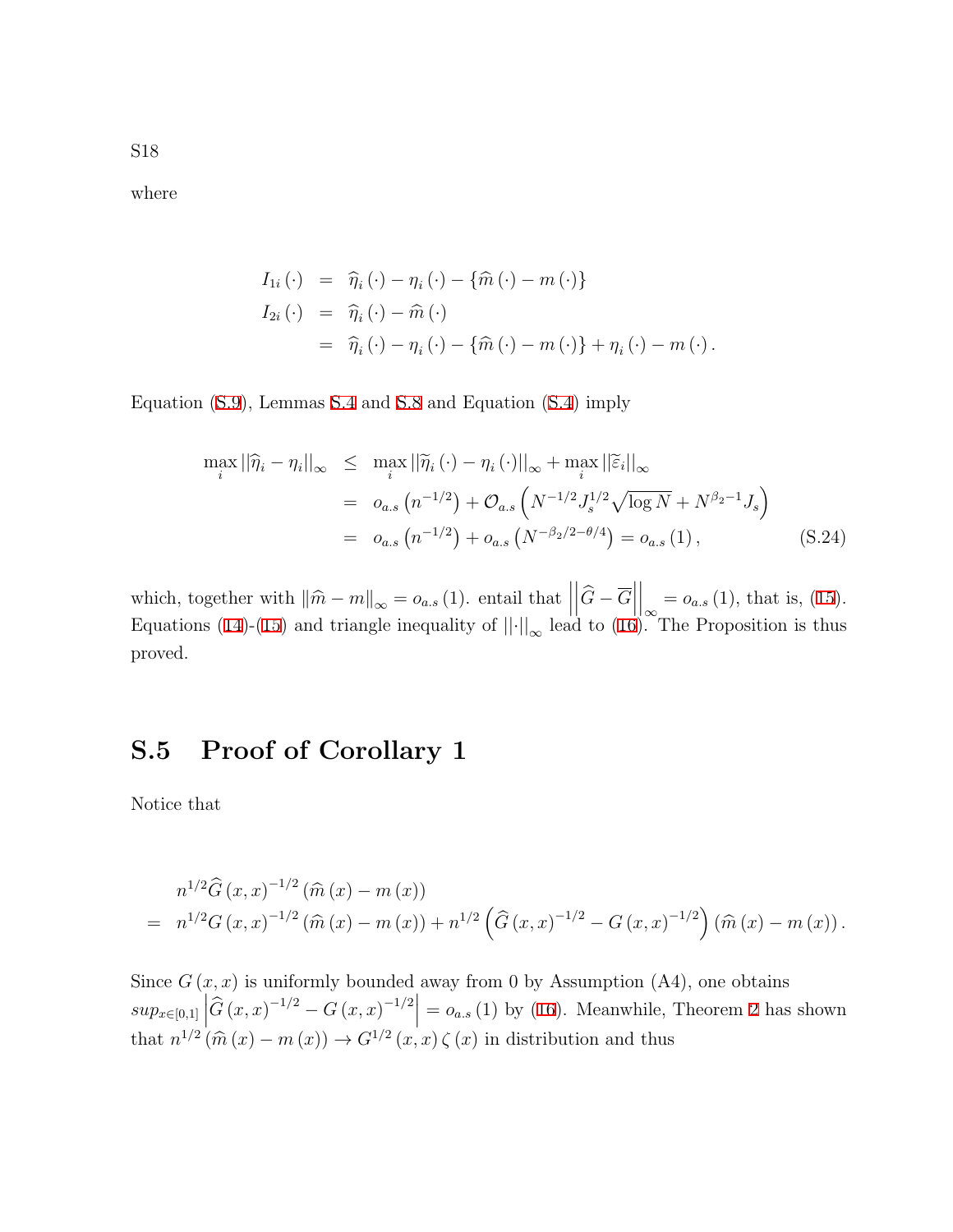where

$$
\begin{aligned}
I_{1i}(\cdot) &= \widehat{\eta}_i(\cdot) - \eta_i(\cdot) - \{\widehat{m}(\cdot) - m(\cdot)\} \\
I_{2i}(\cdot) &= \widehat{\eta}_i(\cdot) - \widehat{m}(\cdot) \\
&= \widehat{\eta}_i(\cdot) - \eta_i(\cdot) - \{\widehat{m}(\cdot) - m(\cdot)\} + \eta_i(\cdot) - m(\cdot).
\end{aligned}
$$

Equation (S.9), Lemmas S.4 and S.8 and Equation (S.4) imply

$$
\begin{aligned}
\max_i ||\widehat{\eta}_i - \eta_i||_\infty &\leq \max_i ||\widetilde{\eta}_i(\cdot) - \eta_i(\cdot)||_\infty + \max_i ||\widetilde{\varepsilon}_i||_\infty \\
&= o_{a.s}\left(n^{-1/2}\right) + \mathcal{O}_{a.s}\left(N^{-1/2}J_s^{1/2}\sqrt{\log N} + N^{\beta_2 - 1}J_s\right) \\
&= o_{a.s}\left(n^{-1/2}\right) + o_{a.s}\left(N^{-\beta_2/2-\theta/4}\right) = o_{a.s}(1), \qquad \text{(S.24)}
\end{aligned}
$$

which, together with $\|\widehat{m} - m\|_\infty = o_{a.s}(1)$. entail that $\left|\left|\widehat{G} - \overline{G}\right|\right|_\infty = o_{a.s}(1)$, that is, (15). Equations (14)-(15) and triangle inequality of $||\cdot||_\infty$ lead to (16). The Proposition is thus proved.

## S.5 Proof of Corollary 1

Notice that

$$
\begin{aligned}
& n^{1/2}\widehat{G}(x,x)^{-1/2}(\widehat{m}(x) - m(x)) \\
= \; & n^{1/2}G(x,x)^{-1/2}(\widehat{m}(x) - m(x)) + n^{1/2}\left(\widehat{G}(x,x)^{-1/2} - G(x,x)^{-1/2}\right)(\widehat{m}(x) - m(x)).
\end{aligned}
$$

Since $G(x,x)$ is uniformly bounded away from 0 by Assumption (A4), one obtains $sup_{x\in[0,1]}\left|\widehat{G}(x,x)^{-1/2} - G(x,x)^{-1/2}\right| = o_{a.s}(1)$ by (16). Meanwhile, Theorem 2 has shown that $n^{1/2}(\widehat{m}(x) - m(x)) \to G^{1/2}(x,x)\zeta(x)$ in distribution and thus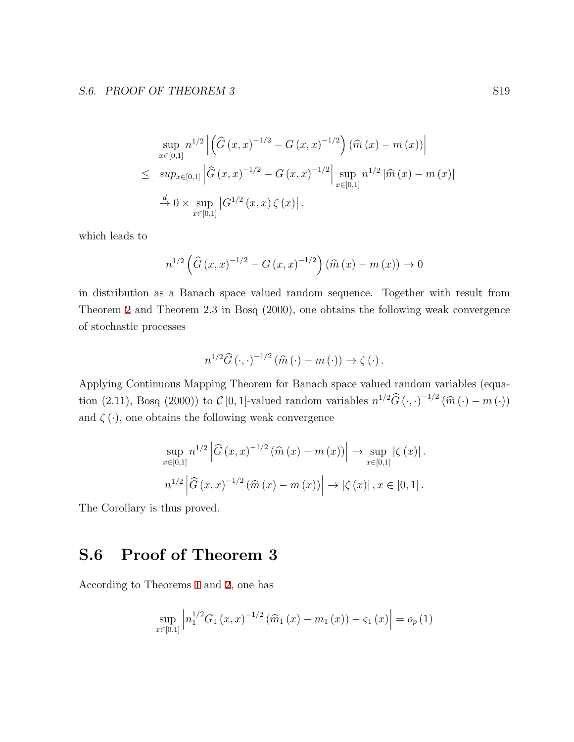$$
\begin{aligned}
&\sup_{x\in[0,1]} n^{1/2}\left|\left(\widehat{G}(x,x)^{-1/2}-G(x,x)^{-1/2}\right)(\widehat{m}(x)-m(x))\right| \\
\leq\ & sup_{x\in[0,1]}\left|\widehat{G}(x,x)^{-1/2}-G(x,x)^{-1/2}\right|\sup_{x\in[0,1]} n^{1/2}\left|\widehat{m}(x)-m(x)\right| \\
&\stackrel{d}{\rightarrow} 0\times\sup_{x\in[0,1]}\left|G^{1/2}(x,x)\,\zeta(x)\right|,
\end{aligned}
$$

which leads to

$$
n^{1/2}\left(\widehat{G}(x,x)^{-1/2}-G(x,x)^{-1/2}\right)(\widehat{m}(x)-m(x))\rightarrow 0
$$

in distribution as a Banach space valued random sequence. Together with result from Theorem 2 and Theorem 2.3 in Bosq (2000), one obtains the following weak convergence of stochastic processes

$$
n^{1/2}\widehat{G}(\cdot,\cdot)^{-1/2}(\widehat{m}(\cdot)-m(\cdot))\rightarrow\zeta(\cdot).
$$

Applying Continuous Mapping Theorem for Banach space valued random variables (equation (2.11), Bosq (2000)) to $\mathcal{C}[0,1]$-valued random variables $n^{1/2}\widehat{G}(\cdot,\cdot)^{-1/2}(\widehat{m}(\cdot)-m(\cdot))$ and $\zeta(\cdot)$, one obtains the following weak convergence

$$
\begin{aligned}
\sup_{x\in[0,1]} n^{1/2}\left|\widehat{G}(x,x)^{-1/2}(\widehat{m}(x)-m(x))\right| &\rightarrow \sup_{x\in[0,1]}\left|\zeta(x)\right|. \\
n^{1/2}\left|\widehat{G}(x,x)^{-1/2}(\widehat{m}(x)-m(x))\right| &\rightarrow \left|\zeta(x)\right|, x\in[0,1].
\end{aligned}
$$

The Corollary is thus proved.

## S.6 Proof of Theorem 3

According to Theorems 1 and 2, one has

$$
\sup_{x\in[0,1]}\left|n_1^{1/2}G_1(x,x)^{-1/2}(\widehat{m}_1(x)-m_1(x))-\varsigma_1(x)\right|=o_p(1)
$$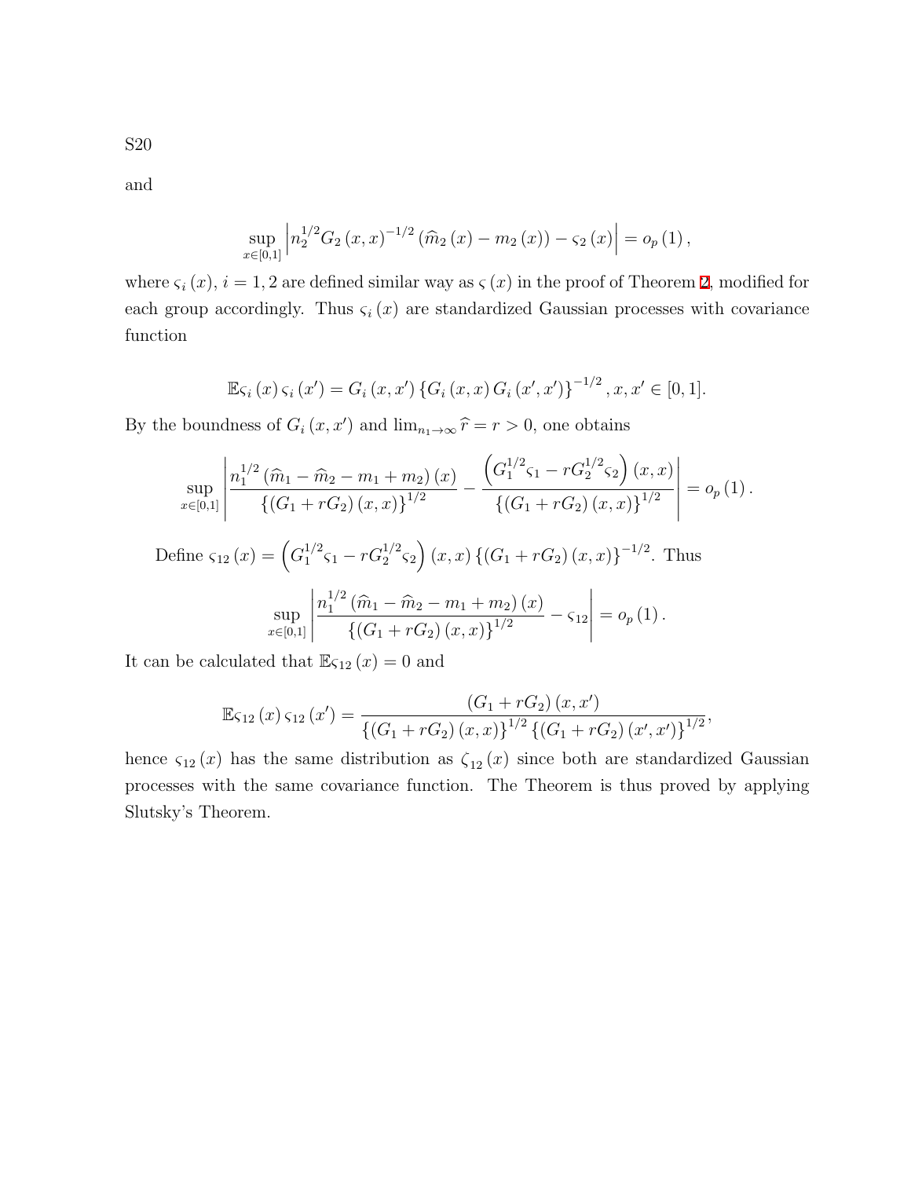and

$$\sup_{x\in[0,1]}\left|n_2^{1/2}G_2\left(x,x\right)^{-1/2}\left(\widehat{m}_2\left(x\right)-m_2\left(x\right)\right)-\varsigma_2\left(x\right)\right|=o_p\left(1\right),$$

where $\varsigma_i\left(x\right)$, $i=1,2$ are defined similar way as $\varsigma\left(x\right)$ in the proof of Theorem 2, modified for each group accordingly. Thus $\varsigma_i\left(x\right)$ are standardized Gaussian processes with covariance function

$$\mathbb{E}\varsigma_i\left(x\right)\varsigma_i\left(x'\right)=G_i\left(x,x'\right)\left\{G_i\left(x,x\right)G_i\left(x',x'\right)\right\}^{-1/2},x,x'\in[0,1].$$

By the boundness of $G_i\left(x,x'\right)$ and $\lim_{n_1\to\infty}\widehat{r}=r>0$, one obtains

$$\sup_{x\in[0,1]}\left|\frac{n_1^{1/2}\left(\widehat{m}_1-\widehat{m}_2-m_1+m_2\right)\left(x\right)}{\left\{\left(G_1+rG_2\right)\left(x,x\right)\right\}^{1/2}}-\frac{\left(G_1^{1/2}\varsigma_1-rG_2^{1/2}\varsigma_2\right)\left(x,x\right)}{\left\{\left(G_1+rG_2\right)\left(x,x\right)\right\}^{1/2}}\right|=o_p\left(1\right).$$

Define $\varsigma_{12}\left(x\right)=\left(G_1^{1/2}\varsigma_1-rG_2^{1/2}\varsigma_2\right)\left(x,x\right)\left\{\left(G_1+rG_2\right)\left(x,x\right)\right\}^{-1/2}$. Thus

$$\sup_{x\in[0,1]}\left|\frac{n_1^{1/2}\left(\widehat{m}_1-\widehat{m}_2-m_1+m_2\right)\left(x\right)}{\left\{\left(G_1+rG_2\right)\left(x,x\right)\right\}^{1/2}}-\varsigma_{12}\right|=o_p\left(1\right).$$

It can be calculated that $\mathbb{E}\varsigma_{12}\left(x\right)=0$ and

$$\mathbb{E}\varsigma_{12}\left(x\right)\varsigma_{12}\left(x'\right)=\frac{\left(G_1+rG_2\right)\left(x,x'\right)}{\left\{\left(G_1+rG_2\right)\left(x,x\right)\right\}^{1/2}\left\{\left(G_1+rG_2\right)\left(x',x'\right)\right\}^{1/2}},$$

hence $\varsigma_{12}\left(x\right)$ has the same distribution as $\zeta_{12}\left(x\right)$ since both are standardized Gaussian processes with the same covariance function. The Theorem is thus proved by applying Slutsky's Theorem.